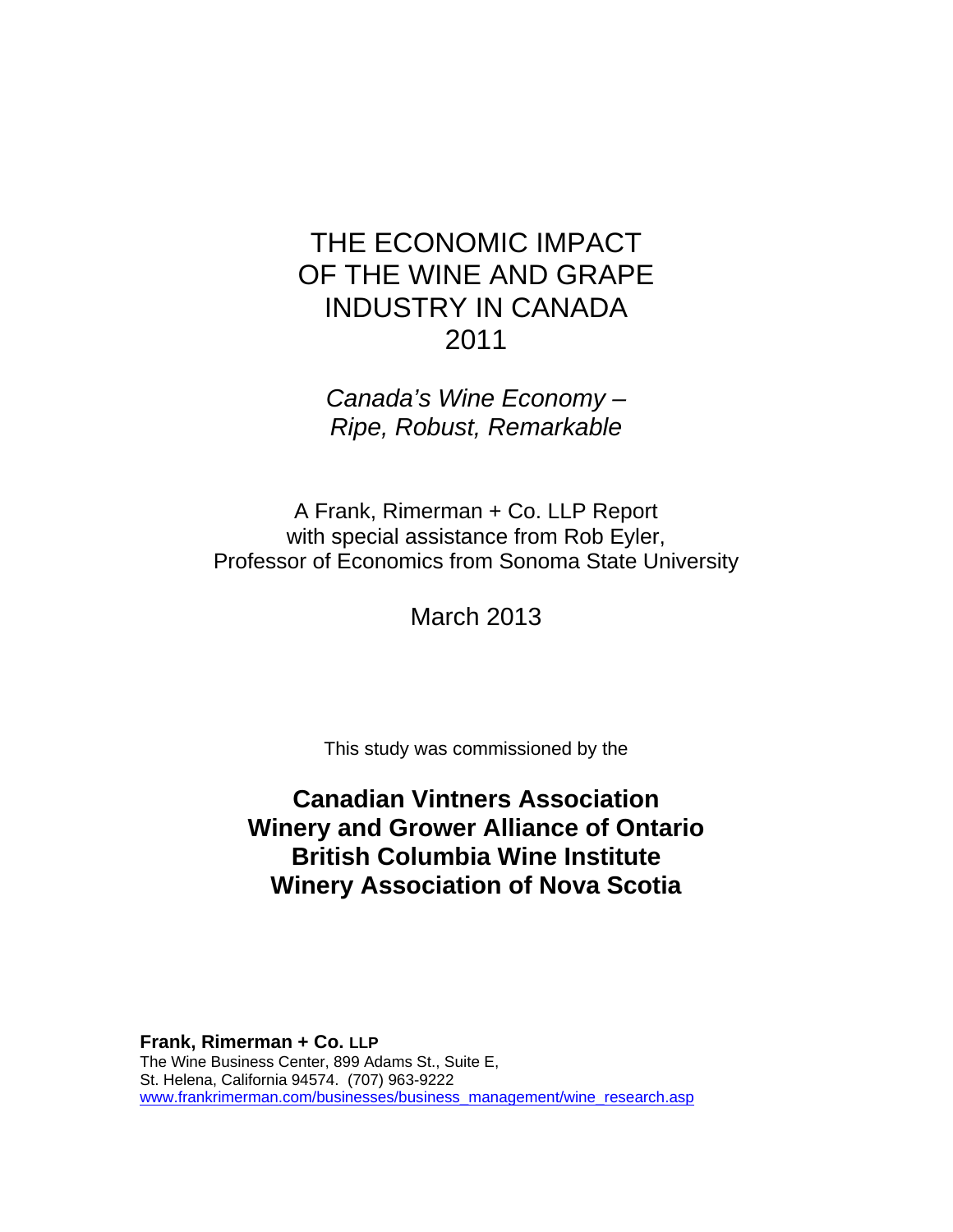# THE ECONOMIC IMPACT OF THE WINE AND GRAPE INDUSTRY IN CANADA 2011

*Canada's Wine Economy – Ripe, Robust, Remarkable*

A Frank, Rimerman + Co. LLP Report
with special assistance from Rob Eyler,
Professor of Economics from Sonoma State University

March 2013

This study was commissioned by the

**Canadian Vintners Association**
**Winery and Grower Alliance of Ontario**
**British Columbia Wine Institute**
**Winery Association of Nova Scotia**

**Frank, Rimerman + Co. LLP**
The Wine Business Center, 899 Adams St., Suite E,
St. Helena, California 94574. (707) 963-9222
www.frankrimerman.com/businesses/business_management/wine_research.asp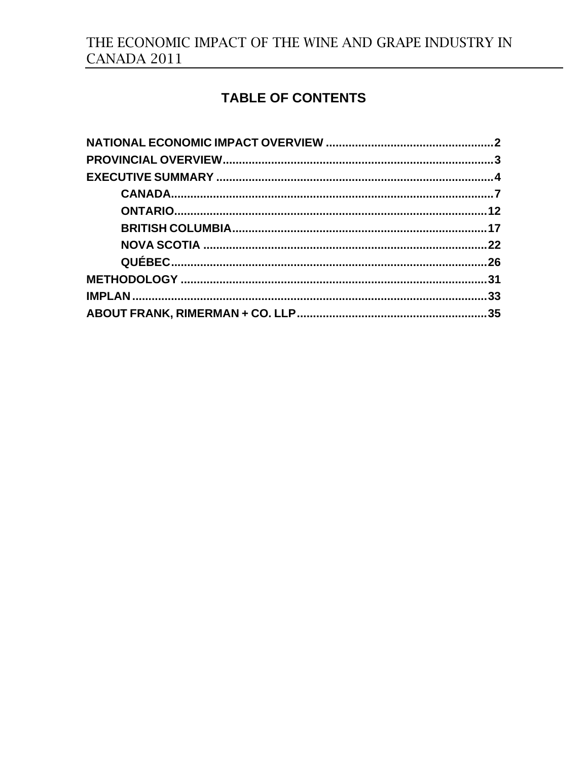## TABLE OF CONTENTS

- NATIONAL ECONOMIC IMPACT OVERVIEW .......... 2
- PROVINCIAL OVERVIEW .......... 3
- EXECUTIVE SUMMARY .......... 4
    - CANADA .......... 7
    - ONTARIO .......... 12
    - BRITISH COLUMBIA .......... 17
    - NOVA SCOTIA .......... 22
    - QUÉBEC .......... 26
- METHODOLOGY .......... 31
- IMPLAN .......... 33
- ABOUT FRANK, RIMERMAN + CO. LLP .......... 35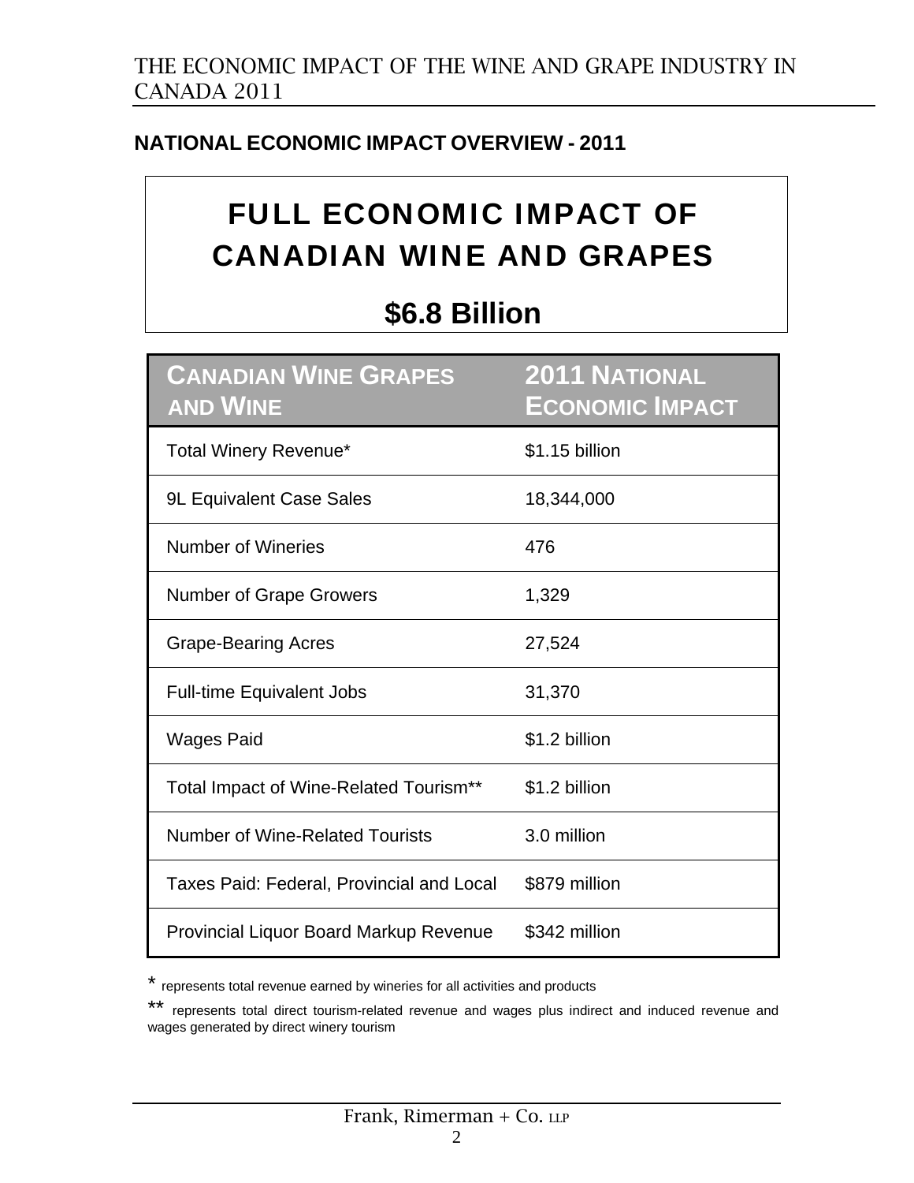## NATIONAL ECONOMIC IMPACT OVERVIEW - 2011

# FULL ECONOMIC IMPACT OF CANADIAN WINE AND GRAPES

## $6.8 Billion

| Canadian Wine Grapes and Wine | 2011 National Economic Impact |
|---|---|
| Total Winery Revenue* | $1.15 billion |
| 9L Equivalent Case Sales | 18,344,000 |
| Number of Wineries | 476 |
| Number of Grape Growers | 1,329 |
| Grape-Bearing Acres | 27,524 |
| Full-time Equivalent Jobs | 31,370 |
| Wages Paid | $1.2 billion |
| Total Impact of Wine-Related Tourism** | $1.2 billion |
| Number of Wine-Related Tourists | 3.0 million |
| Taxes Paid: Federal, Provincial and Local | $879 million |
| Provincial Liquor Board Markup Revenue | $342 million |

* represents total revenue earned by wineries for all activities and products

** represents total direct tourism-related revenue and wages plus indirect and induced revenue and wages generated by direct winery tourism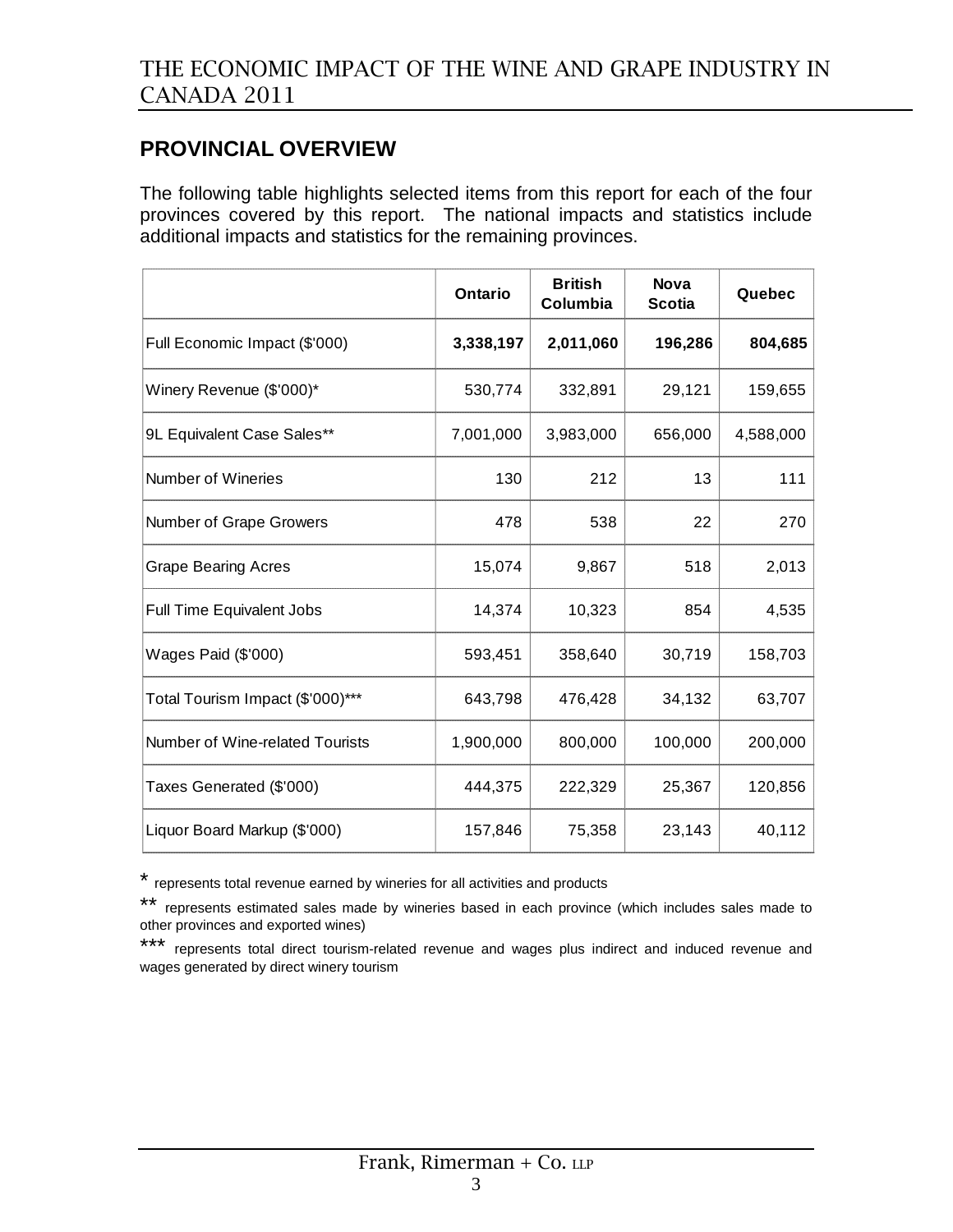## PROVINCIAL OVERVIEW

The following table highlights selected items from this report for each of the four provinces covered by this report. The national impacts and statistics include additional impacts and statistics for the remaining provinces.

| | Ontario | British Columbia | Nova Scotia | Quebec |
|---|---|---|---|---|
| Full Economic Impact ($'000) | **3,338,197** | **2,011,060** | **196,286** | **804,685** |
| Winery Revenue ($'000)* | 530,774 | 332,891 | 29,121 | 159,655 |
| 9L Equivalent Case Sales** | 7,001,000 | 3,983,000 | 656,000 | 4,588,000 |
| Number of Wineries | 130 | 212 | 13 | 111 |
| Number of Grape Growers | 478 | 538 | 22 | 270 |
| Grape Bearing Acres | 15,074 | 9,867 | 518 | 2,013 |
| Full Time Equivalent Jobs | 14,374 | 10,323 | 854 | 4,535 |
| Wages Paid ($'000) | 593,451 | 358,640 | 30,719 | 158,703 |
| Total Tourism Impact ($'000)*** | 643,798 | 476,428 | 34,132 | 63,707 |
| Number of Wine-related Tourists | 1,900,000 | 800,000 | 100,000 | 200,000 |
| Taxes Generated ($'000) | 444,375 | 222,329 | 25,367 | 120,856 |
| Liquor Board Markup ($'000) | 157,846 | 75,358 | 23,143 | 40,112 |

\* represents total revenue earned by wineries for all activities and products

\** represents estimated sales made by wineries based in each province (which includes sales made to other provinces and exported wines)

\*** represents total direct tourism-related revenue and wages plus indirect and induced revenue and wages generated by direct winery tourism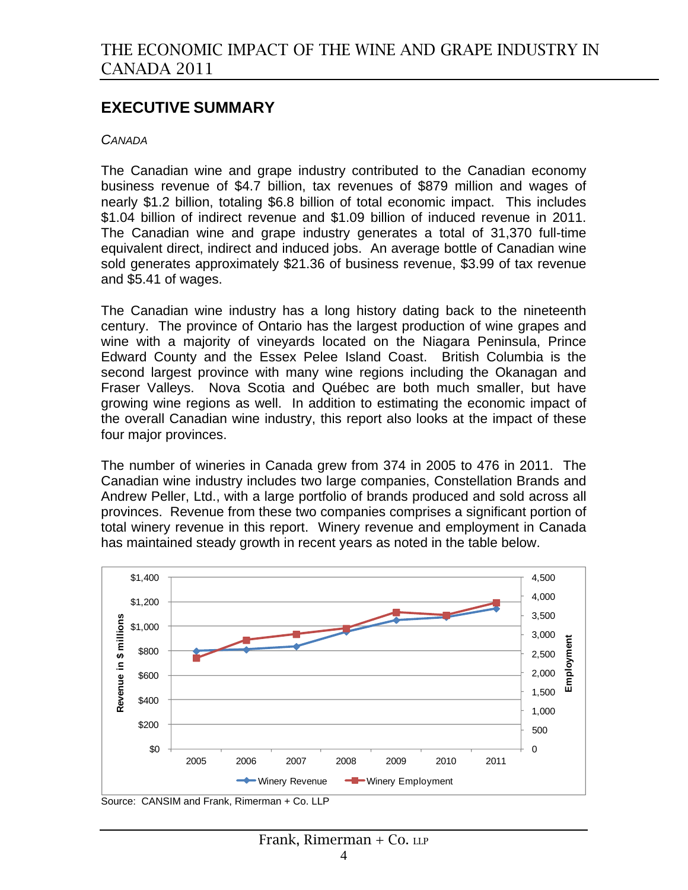## EXECUTIVE SUMMARY

*CANADA*

The Canadian wine and grape industry contributed to the Canadian economy business revenue of $4.7 billion, tax revenues of $879 million and wages of nearly $1.2 billion, totaling $6.8 billion of total economic impact. This includes $1.04 billion of indirect revenue and $1.09 billion of induced revenue in 2011. The Canadian wine and grape industry generates a total of 31,370 full-time equivalent direct, indirect and induced jobs. An average bottle of Canadian wine sold generates approximately $21.36 of business revenue, $3.99 of tax revenue and $5.41 of wages.

The Canadian wine industry has a long history dating back to the nineteenth century. The province of Ontario has the largest production of wine grapes and wine with a majority of vineyards located on the Niagara Peninsula, Prince Edward County and the Essex Pelee Island Coast. British Columbia is the second largest province with many wine regions including the Okanagan and Fraser Valleys. Nova Scotia and Québec are both much smaller, but have growing wine regions as well. In addition to estimating the economic impact of the overall Canadian wine industry, this report also looks at the impact of these four major provinces.

The number of wineries in Canada grew from 374 in 2005 to 476 in 2011. The Canadian wine industry includes two large companies, Constellation Brands and Andrew Peller, Ltd., with a large portfolio of brands produced and sold across all provinces. Revenue from these two companies comprises a significant portion of total winery revenue in this report. Winery revenue and employment in Canada has maintained steady growth in recent years as noted in the table below.

Source: CANSIM and Frank, Rimerman + Co. LLP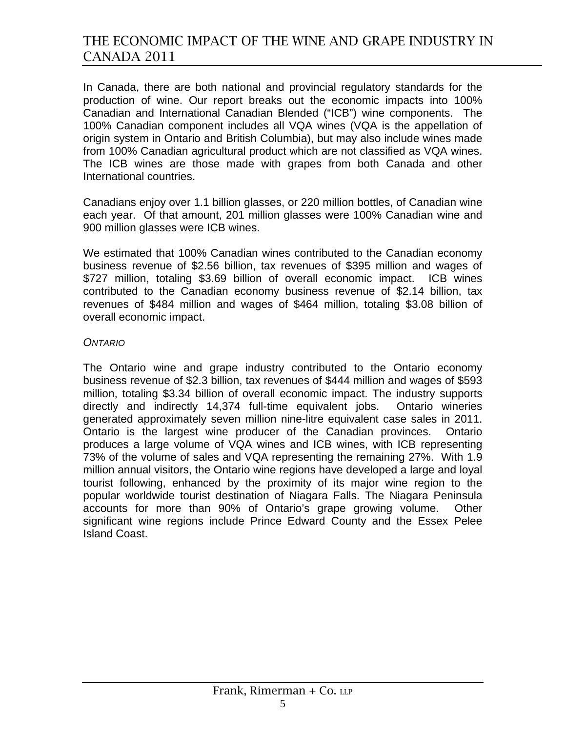In Canada, there are both national and provincial regulatory standards for the production of wine. Our report breaks out the economic impacts into 100% Canadian and International Canadian Blended ("ICB") wine components. The 100% Canadian component includes all VQA wines (VQA is the appellation of origin system in Ontario and British Columbia), but may also include wines made from 100% Canadian agricultural product which are not classified as VQA wines. The ICB wines are those made with grapes from both Canada and other International countries.

Canadians enjoy over 1.1 billion glasses, or 220 million bottles, of Canadian wine each year. Of that amount, 201 million glasses were 100% Canadian wine and 900 million glasses were ICB wines.

We estimated that 100% Canadian wines contributed to the Canadian economy business revenue of $2.56 billion, tax revenues of $395 million and wages of $727 million, totaling $3.69 billion of overall economic impact. ICB wines contributed to the Canadian economy business revenue of $2.14 billion, tax revenues of $484 million and wages of $464 million, totaling $3.08 billion of overall economic impact.

### *ONTARIO*

The Ontario wine and grape industry contributed to the Ontario economy business revenue of $2.3 billion, tax revenues of $444 million and wages of $593 million, totaling $3.34 billion of overall economic impact. The industry supports directly and indirectly 14,374 full-time equivalent jobs. Ontario wineries generated approximately seven million nine-litre equivalent case sales in 2011. Ontario is the largest wine producer of the Canadian provinces. Ontario produces a large volume of VQA wines and ICB wines, with ICB representing 73% of the volume of sales and VQA representing the remaining 27%. With 1.9 million annual visitors, the Ontario wine regions have developed a large and loyal tourist following, enhanced by the proximity of its major wine region to the popular worldwide tourist destination of Niagara Falls. The Niagara Peninsula accounts for more than 90% of Ontario's grape growing volume. Other significant wine regions include Prince Edward County and the Essex Pelee Island Coast.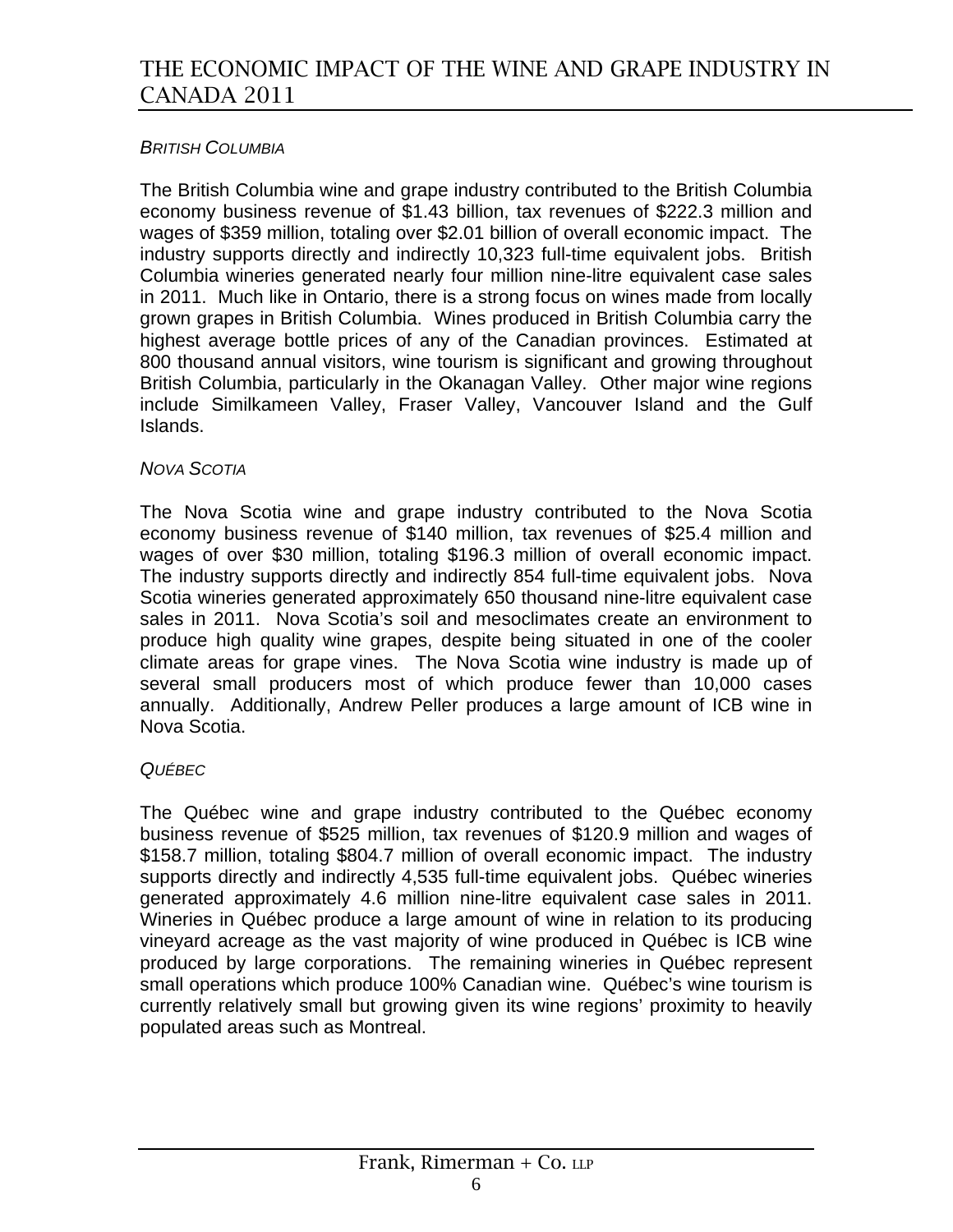*BRITISH COLUMBIA*

The British Columbia wine and grape industry contributed to the British Columbia economy business revenue of $1.43 billion, tax revenues of $222.3 million and wages of $359 million, totaling over $2.01 billion of overall economic impact. The industry supports directly and indirectly 10,323 full-time equivalent jobs. British Columbia wineries generated nearly four million nine-litre equivalent case sales in 2011. Much like in Ontario, there is a strong focus on wines made from locally grown grapes in British Columbia. Wines produced in British Columbia carry the highest average bottle prices of any of the Canadian provinces. Estimated at 800 thousand annual visitors, wine tourism is significant and growing throughout British Columbia, particularly in the Okanagan Valley. Other major wine regions include Similkameen Valley, Fraser Valley, Vancouver Island and the Gulf Islands.

*NOVA SCOTIA*

The Nova Scotia wine and grape industry contributed to the Nova Scotia economy business revenue of $140 million, tax revenues of $25.4 million and wages of over $30 million, totaling $196.3 million of overall economic impact. The industry supports directly and indirectly 854 full-time equivalent jobs. Nova Scotia wineries generated approximately 650 thousand nine-litre equivalent case sales in 2011. Nova Scotia's soil and mesoclimates create an environment to produce high quality wine grapes, despite being situated in one of the cooler climate areas for grape vines. The Nova Scotia wine industry is made up of several small producers most of which produce fewer than 10,000 cases annually. Additionally, Andrew Peller produces a large amount of ICB wine in Nova Scotia.

*QUÉBEC*

The Québec wine and grape industry contributed to the Québec economy business revenue of $525 million, tax revenues of $120.9 million and wages of $158.7 million, totaling $804.7 million of overall economic impact. The industry supports directly and indirectly 4,535 full-time equivalent jobs. Québec wineries generated approximately 4.6 million nine-litre equivalent case sales in 2011. Wineries in Québec produce a large amount of wine in relation to its producing vineyard acreage as the vast majority of wine produced in Québec is ICB wine produced by large corporations. The remaining wineries in Québec represent small operations which produce 100% Canadian wine. Québec's wine tourism is currently relatively small but growing given its wine regions' proximity to heavily populated areas such as Montreal.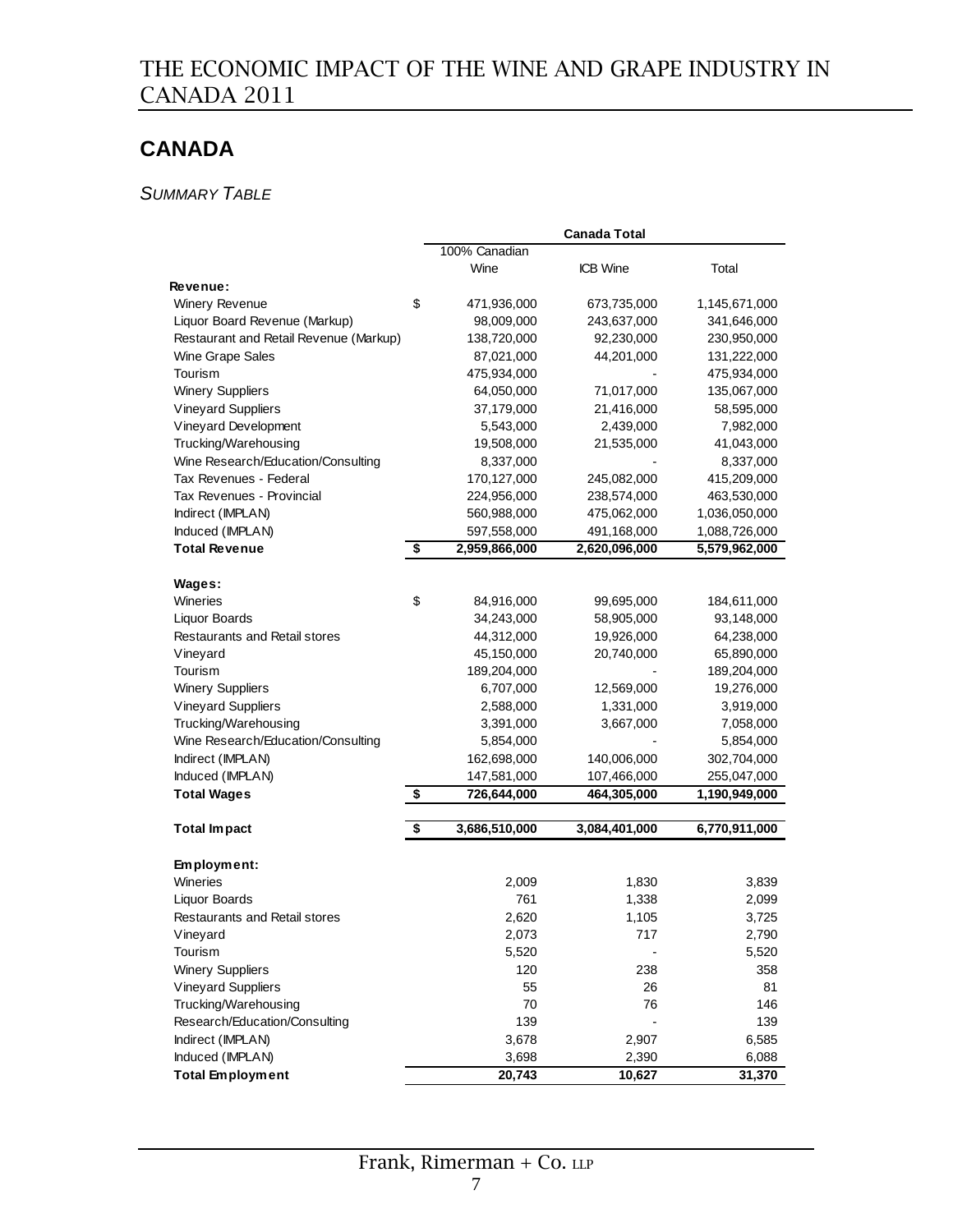## CANADA

*SUMMARY TABLE*

| | Canada Total | | |
|---|---|---|---|
| | 100% Canadian Wine | ICB Wine | Total |
| **Revenue:** | | | |
| Winery Revenue | $ 471,936,000 | 673,735,000 | 1,145,671,000 |
| Liquor Board Revenue (Markup) | 98,009,000 | 243,637,000 | 341,646,000 |
| Restaurant and Retail Revenue (Markup) | 138,720,000 | 92,230,000 | 230,950,000 |
| Wine Grape Sales | 87,021,000 | 44,201,000 | 131,222,000 |
| Tourism | 475,934,000 | - | 475,934,000 |
| Winery Suppliers | 64,050,000 | 71,017,000 | 135,067,000 |
| Vineyard Suppliers | 37,179,000 | 21,416,000 | 58,595,000 |
| Vineyard Development | 5,543,000 | 2,439,000 | 7,982,000 |
| Trucking/Warehousing | 19,508,000 | 21,535,000 | 41,043,000 |
| Wine Research/Education/Consulting | 8,337,000 | - | 8,337,000 |
| Tax Revenues - Federal | 170,127,000 | 245,082,000 | 415,209,000 |
| Tax Revenues - Provincial | 224,956,000 | 238,574,000 | 463,530,000 |
| Indirect (IMPLAN) | 560,988,000 | 475,062,000 | 1,036,050,000 |
| Induced (IMPLAN) | 597,558,000 | 491,168,000 | 1,088,726,000 |
| **Total Revenue** | **$ 2,959,866,000** | **2,620,096,000** | **5,579,962,000** |
| **Wages:** | | | |
| Wineries | $ 84,916,000 | 99,695,000 | 184,611,000 |
| Liquor Boards | 34,243,000 | 58,905,000 | 93,148,000 |
| Restaurants and Retail stores | 44,312,000 | 19,926,000 | 64,238,000 |
| Vineyard | 45,150,000 | 20,740,000 | 65,890,000 |
| Tourism | 189,204,000 | - | 189,204,000 |
| Winery Suppliers | 6,707,000 | 12,569,000 | 19,276,000 |
| Vineyard Suppliers | 2,588,000 | 1,331,000 | 3,919,000 |
| Trucking/Warehousing | 3,391,000 | 3,667,000 | 7,058,000 |
| Wine Research/Education/Consulting | 5,854,000 | - | 5,854,000 |
| Indirect (IMPLAN) | 162,698,000 | 140,006,000 | 302,704,000 |
| Induced (IMPLAN) | 147,581,000 | 107,466,000 | 255,047,000 |
| **Total Wages** | **$ 726,644,000** | **464,305,000** | **1,190,949,000** |
| **Total Impact** | **$ 3,686,510,000** | **3,084,401,000** | **6,770,911,000** |
| **Employment:** | | | |
| Wineries | 2,009 | 1,830 | 3,839 |
| Liquor Boards | 761 | 1,338 | 2,099 |
| Restaurants and Retail stores | 2,620 | 1,105 | 3,725 |
| Vineyard | 2,073 | 717 | 2,790 |
| Tourism | 5,520 | - | 5,520 |
| Winery Suppliers | 120 | 238 | 358 |
| Vineyard Suppliers | 55 | 26 | 81 |
| Trucking/Warehousing | 70 | 76 | 146 |
| Research/Education/Consulting | 139 | - | 139 |
| Indirect (IMPLAN) | 3,678 | 2,907 | 6,585 |
| Induced (IMPLAN) | 3,698 | 2,390 | 6,088 |
| **Total Employment** | **20,743** | **10,627** | **31,370** |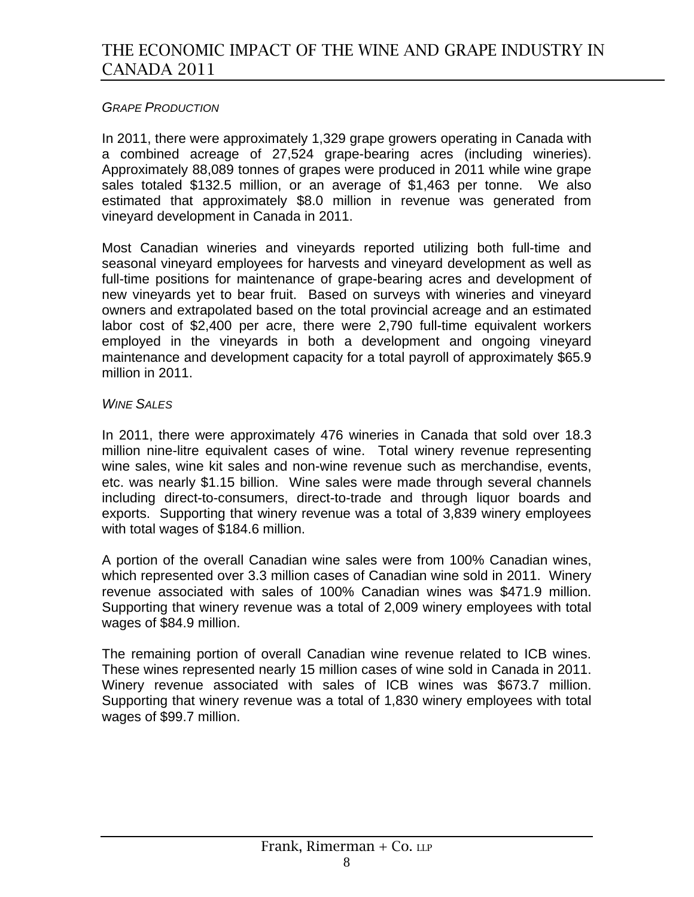*GRAPE PRODUCTION*

In 2011, there were approximately 1,329 grape growers operating in Canada with a combined acreage of 27,524 grape-bearing acres (including wineries). Approximately 88,089 tonnes of grapes were produced in 2011 while wine grape sales totaled $132.5 million, or an average of $1,463 per tonne. We also estimated that approximately $8.0 million in revenue was generated from vineyard development in Canada in 2011.

Most Canadian wineries and vineyards reported utilizing both full-time and seasonal vineyard employees for harvests and vineyard development as well as full-time positions for maintenance of grape-bearing acres and development of new vineyards yet to bear fruit. Based on surveys with wineries and vineyard owners and extrapolated based on the total provincial acreage and an estimated labor cost of $2,400 per acre, there were 2,790 full-time equivalent workers employed in the vineyards in both a development and ongoing vineyard maintenance and development capacity for a total payroll of approximately $65.9 million in 2011.

*WINE SALES*

In 2011, there were approximately 476 wineries in Canada that sold over 18.3 million nine-litre equivalent cases of wine. Total winery revenue representing wine sales, wine kit sales and non-wine revenue such as merchandise, events, etc. was nearly $1.15 billion. Wine sales were made through several channels including direct-to-consumers, direct-to-trade and through liquor boards and exports. Supporting that winery revenue was a total of 3,839 winery employees with total wages of $184.6 million.

A portion of the overall Canadian wine sales were from 100% Canadian wines, which represented over 3.3 million cases of Canadian wine sold in 2011. Winery revenue associated with sales of 100% Canadian wines was $471.9 million. Supporting that winery revenue was a total of 2,009 winery employees with total wages of $84.9 million.

The remaining portion of overall Canadian wine revenue related to ICB wines. These wines represented nearly 15 million cases of wine sold in Canada in 2011. Winery revenue associated with sales of ICB wines was $673.7 million. Supporting that winery revenue was a total of 1,830 winery employees with total wages of $99.7 million.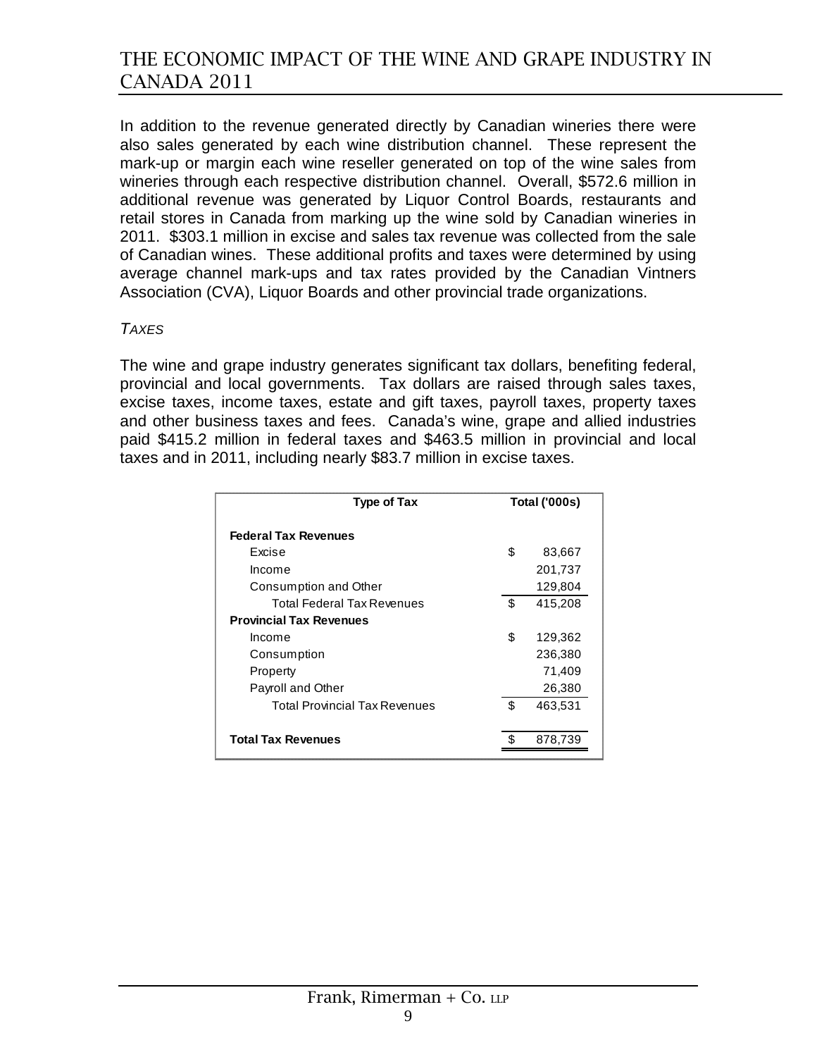In addition to the revenue generated directly by Canadian wineries there were also sales generated by each wine distribution channel. These represent the mark-up or margin each wine reseller generated on top of the wine sales from wineries through each respective distribution channel. Overall, $572.6 million in additional revenue was generated by Liquor Control Boards, restaurants and retail stores in Canada from marking up the wine sold by Canadian wineries in 2011. $303.1 million in excise and sales tax revenue was collected from the sale of Canadian wines. These additional profits and taxes were determined by using average channel mark-ups and tax rates provided by the Canadian Vintners Association (CVA), Liquor Boards and other provincial trade organizations.

*TAXES*

The wine and grape industry generates significant tax dollars, benefiting federal, provincial and local governments. Tax dollars are raised through sales taxes, excise taxes, income taxes, estate and gift taxes, payroll taxes, property taxes and other business taxes and fees. Canada's wine, grape and allied industries paid $415.2 million in federal taxes and $463.5 million in provincial and local taxes and in 2011, including nearly $83.7 million in excise taxes.

| Type of Tax | Total ('000s) |
|---|---|
| **Federal Tax Revenues** | |
| Excise | $ 83,667 |
| Income | 201,737 |
| Consumption and Other | 129,804 |
| Total Federal Tax Revenues | $ 415,208 |
| **Provincial Tax Revenues** | |
| Income | $ 129,362 |
| Consumption | 236,380 |
| Property | 71,409 |
| Payroll and Other | 26,380 |
| Total Provincial Tax Revenues | $ 463,531 |
| **Total Tax Revenues** | $ 878,739 |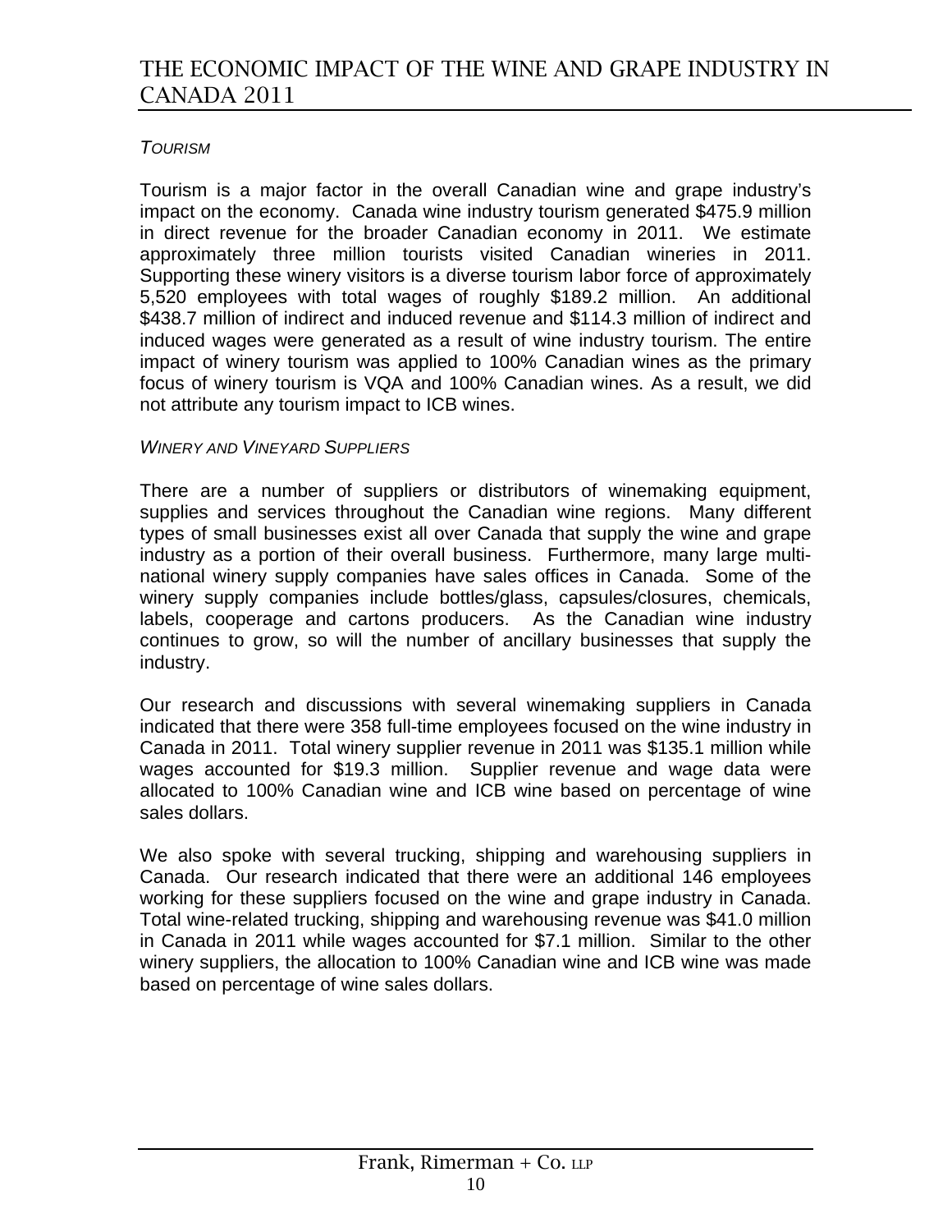*TOURISM*

Tourism is a major factor in the overall Canadian wine and grape industry's impact on the economy. Canada wine industry tourism generated $475.9 million in direct revenue for the broader Canadian economy in 2011. We estimate approximately three million tourists visited Canadian wineries in 2011. Supporting these winery visitors is a diverse tourism labor force of approximately 5,520 employees with total wages of roughly $189.2 million. An additional $438.7 million of indirect and induced revenue and $114.3 million of indirect and induced wages were generated as a result of wine industry tourism. The entire impact of winery tourism was applied to 100% Canadian wines as the primary focus of winery tourism is VQA and 100% Canadian wines. As a result, we did not attribute any tourism impact to ICB wines.

*WINERY AND VINEYARD SUPPLIERS*

There are a number of suppliers or distributors of winemaking equipment, supplies and services throughout the Canadian wine regions. Many different types of small businesses exist all over Canada that supply the wine and grape industry as a portion of their overall business. Furthermore, many large multi-national winery supply companies have sales offices in Canada. Some of the winery supply companies include bottles/glass, capsules/closures, chemicals, labels, cooperage and cartons producers. As the Canadian wine industry continues to grow, so will the number of ancillary businesses that supply the industry.

Our research and discussions with several winemaking suppliers in Canada indicated that there were 358 full-time employees focused on the wine industry in Canada in 2011. Total winery supplier revenue in 2011 was $135.1 million while wages accounted for $19.3 million. Supplier revenue and wage data were allocated to 100% Canadian wine and ICB wine based on percentage of wine sales dollars.

We also spoke with several trucking, shipping and warehousing suppliers in Canada. Our research indicated that there were an additional 146 employees working for these suppliers focused on the wine and grape industry in Canada. Total wine-related trucking, shipping and warehousing revenue was $41.0 million in Canada in 2011 while wages accounted for $7.1 million. Similar to the other winery suppliers, the allocation to 100% Canadian wine and ICB wine was made based on percentage of wine sales dollars.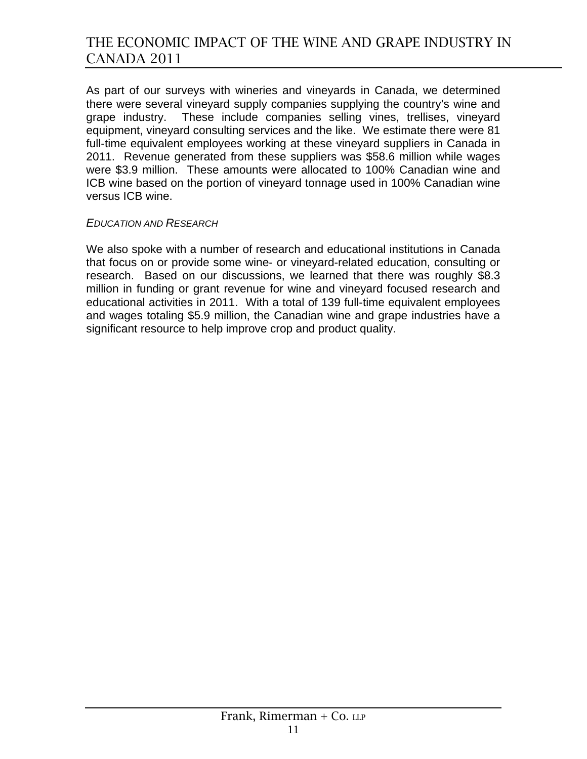As part of our surveys with wineries and vineyards in Canada, we determined there were several vineyard supply companies supplying the country's wine and grape industry. These include companies selling vines, trellises, vineyard equipment, vineyard consulting services and the like. We estimate there were 81 full-time equivalent employees working at these vineyard suppliers in Canada in 2011. Revenue generated from these suppliers was $58.6 million while wages were $3.9 million. These amounts were allocated to 100% Canadian wine and ICB wine based on the portion of vineyard tonnage used in 100% Canadian wine versus ICB wine.

### *Education and Research*

We also spoke with a number of research and educational institutions in Canada that focus on or provide some wine- or vineyard-related education, consulting or research. Based on our discussions, we learned that there was roughly $8.3 million in funding or grant revenue for wine and vineyard focused research and educational activities in 2011. With a total of 139 full-time equivalent employees and wages totaling $5.9 million, the Canadian wine and grape industries have a significant resource to help improve crop and product quality.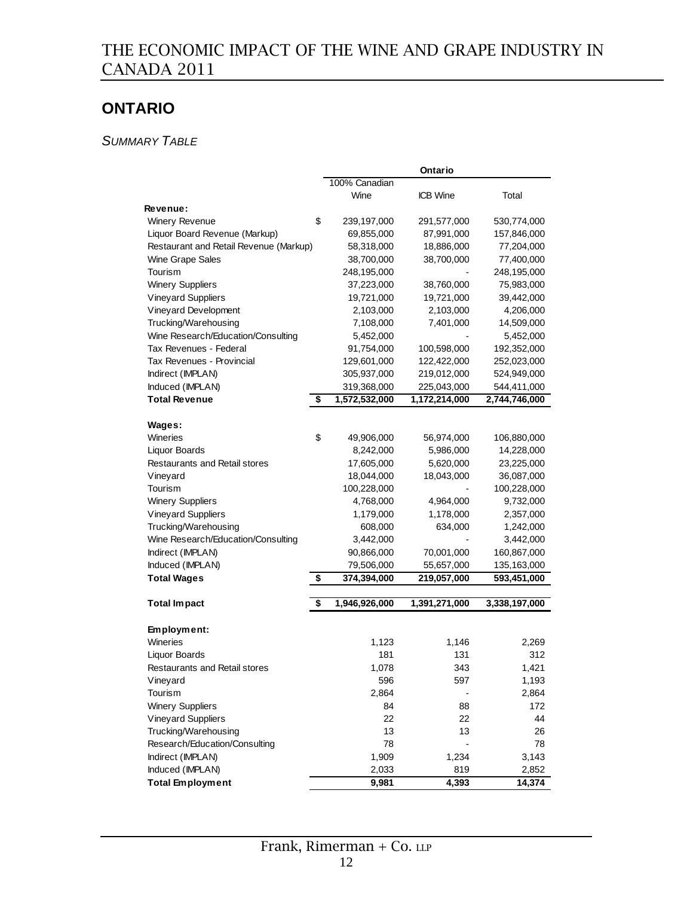## ONTARIO

*SUMMARY TABLE*

| | Ontario | | |
|---|---|---|---|
| | 100% Canadian Wine | ICB Wine | Total |
| **Revenue:** | | | |
| Winery Revenue | $ 239,197,000 | 291,577,000 | 530,774,000 |
| Liquor Board Revenue (Markup) | 69,855,000 | 87,991,000 | 157,846,000 |
| Restaurant and Retail Revenue (Markup) | 58,318,000 | 18,886,000 | 77,204,000 |
| Wine Grape Sales | 38,700,000 | 38,700,000 | 77,400,000 |
| Tourism | 248,195,000 | - | 248,195,000 |
| Winery Suppliers | 37,223,000 | 38,760,000 | 75,983,000 |
| Vineyard Suppliers | 19,721,000 | 19,721,000 | 39,442,000 |
| Vineyard Development | 2,103,000 | 2,103,000 | 4,206,000 |
| Trucking/Warehousing | 7,108,000 | 7,401,000 | 14,509,000 |
| Wine Research/Education/Consulting | 5,452,000 | - | 5,452,000 |
| Tax Revenues - Federal | 91,754,000 | 100,598,000 | 192,352,000 |
| Tax Revenues - Provincial | 129,601,000 | 122,422,000 | 252,023,000 |
| Indirect (IMPLAN) | 305,937,000 | 219,012,000 | 524,949,000 |
| Induced (IMPLAN) | 319,368,000 | 225,043,000 | 544,411,000 |
| **Total Revenue** | **$ 1,572,532,000** | **1,172,214,000** | **2,744,746,000** |
| **Wages:** | | | |
| Wineries | $ 49,906,000 | 56,974,000 | 106,880,000 |
| Liquor Boards | 8,242,000 | 5,986,000 | 14,228,000 |
| Restaurants and Retail stores | 17,605,000 | 5,620,000 | 23,225,000 |
| Vineyard | 18,044,000 | 18,043,000 | 36,087,000 |
| Tourism | 100,228,000 | - | 100,228,000 |
| Winery Suppliers | 4,768,000 | 4,964,000 | 9,732,000 |
| Vineyard Suppliers | 1,179,000 | 1,178,000 | 2,357,000 |
| Trucking/Warehousing | 608,000 | 634,000 | 1,242,000 |
| Wine Research/Education/Consulting | 3,442,000 | - | 3,442,000 |
| Indirect (IMPLAN) | 90,866,000 | 70,001,000 | 160,867,000 |
| Induced (IMPLAN) | 79,506,000 | 55,657,000 | 135,163,000 |
| **Total Wages** | **$ 374,394,000** | **219,057,000** | **593,451,000** |
| **Total Impact** | **$ 1,946,926,000** | **1,391,271,000** | **3,338,197,000** |
| **Employment:** | | | |
| Wineries | 1,123 | 1,146 | 2,269 |
| Liquor Boards | 181 | 131 | 312 |
| Restaurants and Retail stores | 1,078 | 343 | 1,421 |
| Vineyard | 596 | 597 | 1,193 |
| Tourism | 2,864 | - | 2,864 |
| Winery Suppliers | 84 | 88 | 172 |
| Vineyard Suppliers | 22 | 22 | 44 |
| Trucking/Warehousing | 13 | 13 | 26 |
| Research/Education/Consulting | 78 | - | 78 |
| Indirect (IMPLAN) | 1,909 | 1,234 | 3,143 |
| Induced (IMPLAN) | 2,033 | 819 | 2,852 |
| **Total Employment** | **9,981** | **4,393** | **14,374** |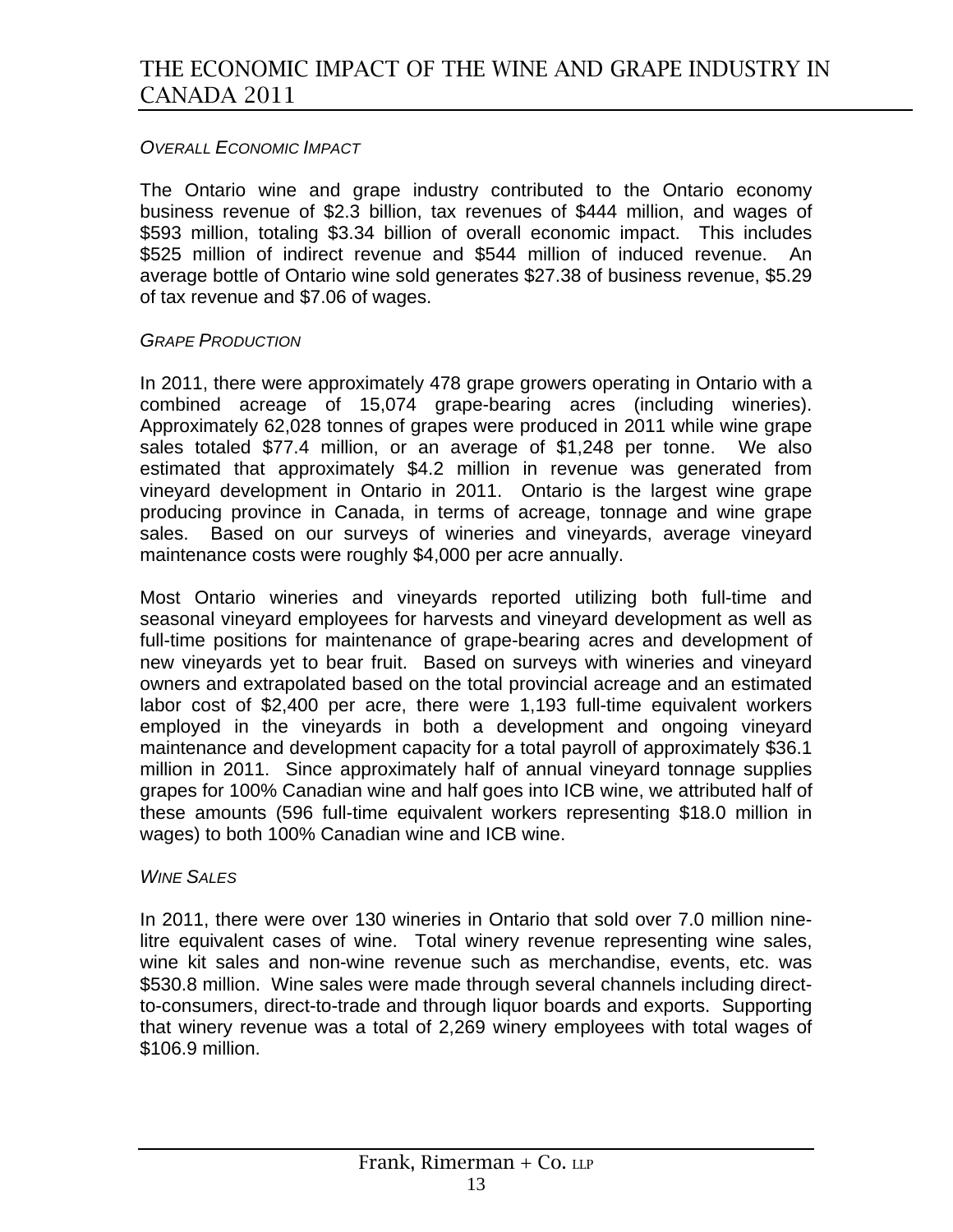### *Overall Economic Impact*

The Ontario wine and grape industry contributed to the Ontario economy business revenue of $2.3 billion, tax revenues of $444 million, and wages of $593 million, totaling $3.34 billion of overall economic impact. This includes $525 million of indirect revenue and $544 million of induced revenue. An average bottle of Ontario wine sold generates $27.38 of business revenue, $5.29 of tax revenue and $7.06 of wages.

### *Grape Production*

In 2011, there were approximately 478 grape growers operating in Ontario with a combined acreage of 15,074 grape-bearing acres (including wineries). Approximately 62,028 tonnes of grapes were produced in 2011 while wine grape sales totaled $77.4 million, or an average of $1,248 per tonne. We also estimated that approximately $4.2 million in revenue was generated from vineyard development in Ontario in 2011. Ontario is the largest wine grape producing province in Canada, in terms of acreage, tonnage and wine grape sales. Based on our surveys of wineries and vineyards, average vineyard maintenance costs were roughly $4,000 per acre annually.

Most Ontario wineries and vineyards reported utilizing both full-time and seasonal vineyard employees for harvests and vineyard development as well as full-time positions for maintenance of grape-bearing acres and development of new vineyards yet to bear fruit. Based on surveys with wineries and vineyard owners and extrapolated based on the total provincial acreage and an estimated labor cost of $2,400 per acre, there were 1,193 full-time equivalent workers employed in the vineyards in both a development and ongoing vineyard maintenance and development capacity for a total payroll of approximately $36.1 million in 2011. Since approximately half of annual vineyard tonnage supplies grapes for 100% Canadian wine and half goes into ICB wine, we attributed half of these amounts (596 full-time equivalent workers representing $18.0 million in wages) to both 100% Canadian wine and ICB wine.

### *Wine Sales*

In 2011, there were over 130 wineries in Ontario that sold over 7.0 million nine-litre equivalent cases of wine. Total winery revenue representing wine sales, wine kit sales and non-wine revenue such as merchandise, events, etc. was $530.8 million. Wine sales were made through several channels including direct-to-consumers, direct-to-trade and through liquor boards and exports. Supporting that winery revenue was a total of 2,269 winery employees with total wages of $106.9 million.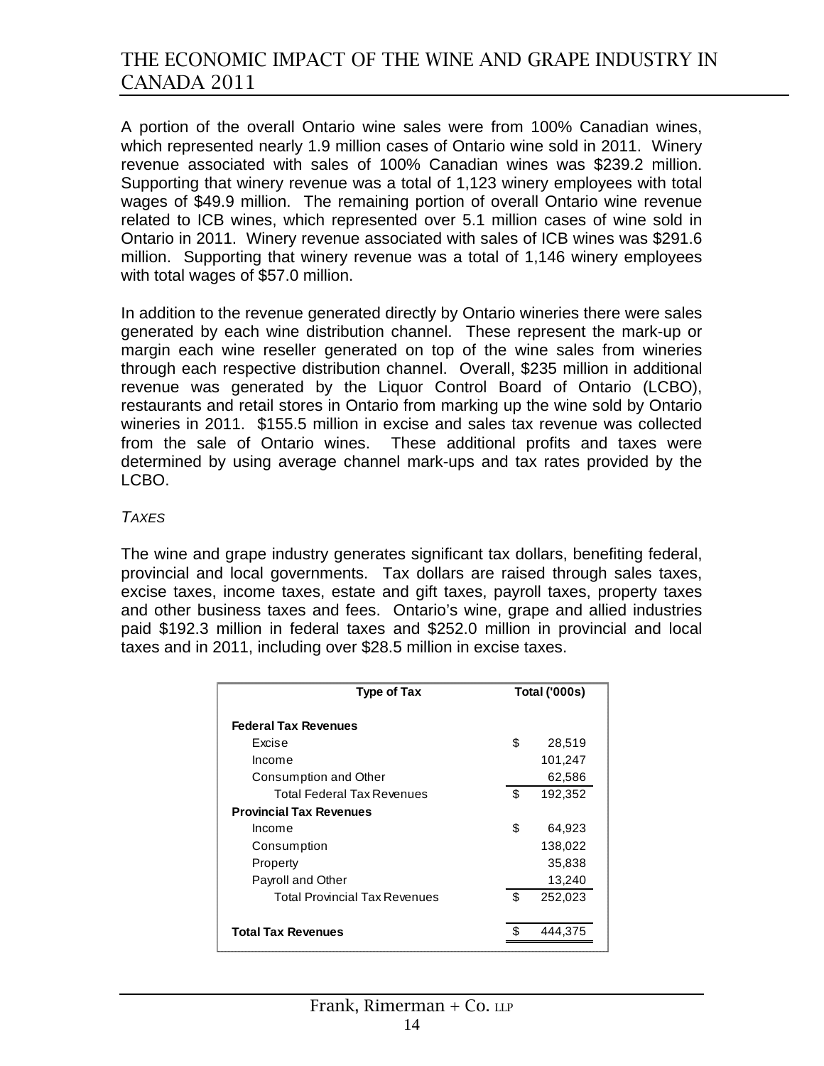A portion of the overall Ontario wine sales were from 100% Canadian wines, which represented nearly 1.9 million cases of Ontario wine sold in 2011. Winery revenue associated with sales of 100% Canadian wines was $239.2 million. Supporting that winery revenue was a total of 1,123 winery employees with total wages of $49.9 million. The remaining portion of overall Ontario wine revenue related to ICB wines, which represented over 5.1 million cases of wine sold in Ontario in 2011. Winery revenue associated with sales of ICB wines was $291.6 million. Supporting that winery revenue was a total of 1,146 winery employees with total wages of $57.0 million.

In addition to the revenue generated directly by Ontario wineries there were sales generated by each wine distribution channel. These represent the mark-up or margin each wine reseller generated on top of the wine sales from wineries through each respective distribution channel. Overall, $235 million in additional revenue was generated by the Liquor Control Board of Ontario (LCBO), restaurants and retail stores in Ontario from marking up the wine sold by Ontario wineries in 2011. $155.5 million in excise and sales tax revenue was collected from the sale of Ontario wines. These additional profits and taxes were determined by using average channel mark-ups and tax rates provided by the LCBO.

### *TAXES*

The wine and grape industry generates significant tax dollars, benefiting federal, provincial and local governments. Tax dollars are raised through sales taxes, excise taxes, income taxes, estate and gift taxes, payroll taxes, property taxes and other business taxes and fees. Ontario's wine, grape and allied industries paid $192.3 million in federal taxes and $252.0 million in provincial and local taxes and in 2011, including over $28.5 million in excise taxes.

| Type of Tax | Total ('000s) |
|---|---|
| **Federal Tax Revenues** | |
| Excise | $ 28,519 |
| Income | 101,247 |
| Consumption and Other | 62,586 |
| Total Federal Tax Revenues | $ 192,352 |
| **Provincial Tax Revenues** | |
| Income | $ 64,923 |
| Consumption | 138,022 |
| Property | 35,838 |
| Payroll and Other | 13,240 |
| Total Provincial Tax Revenues | $ 252,023 |
| **Total Tax Revenues** | $ 444,375 |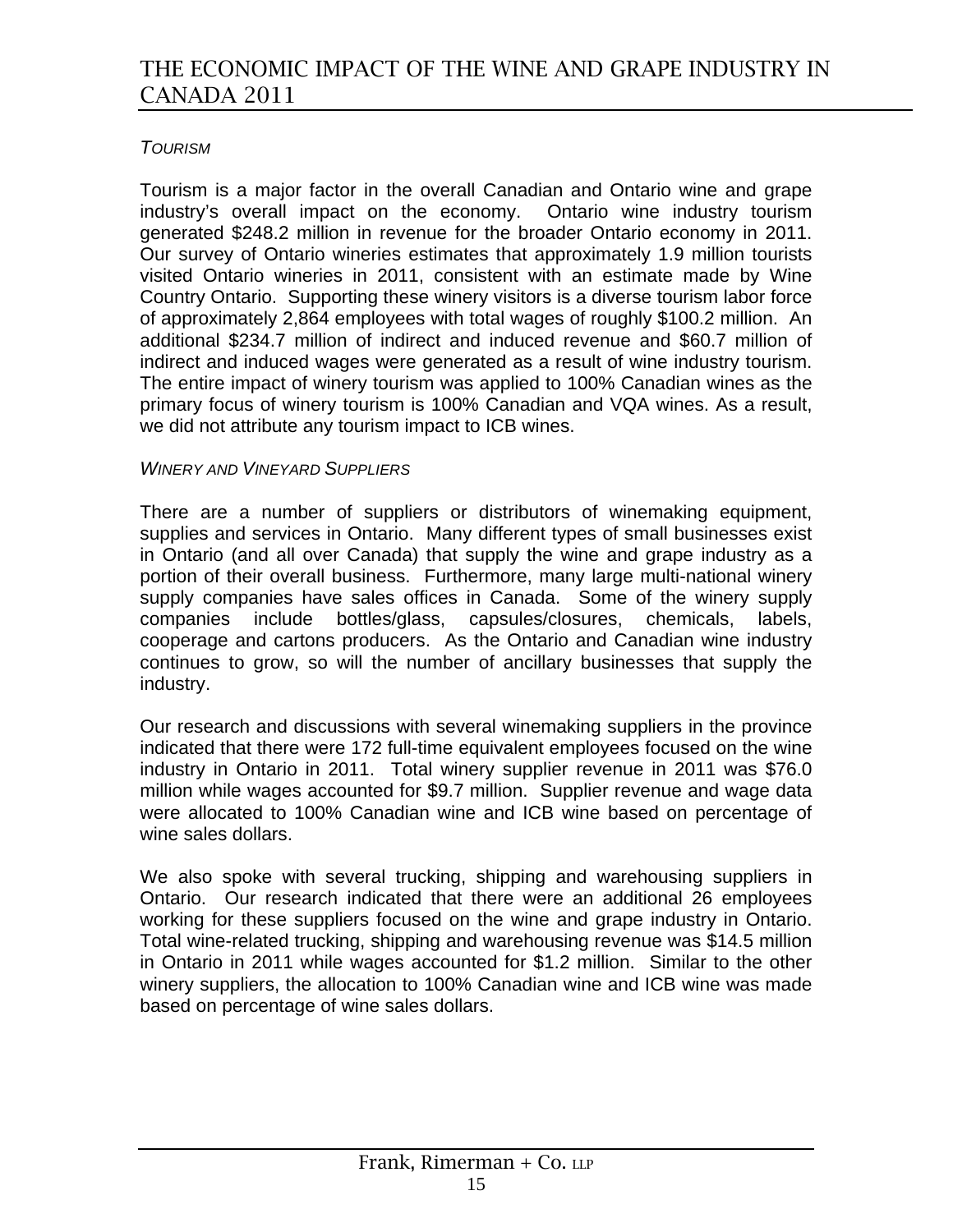*TOURISM*

Tourism is a major factor in the overall Canadian and Ontario wine and grape industry's overall impact on the economy. Ontario wine industry tourism generated $248.2 million in revenue for the broader Ontario economy in 2011. Our survey of Ontario wineries estimates that approximately 1.9 million tourists visited Ontario wineries in 2011, consistent with an estimate made by Wine Country Ontario. Supporting these winery visitors is a diverse tourism labor force of approximately 2,864 employees with total wages of roughly $100.2 million. An additional $234.7 million of indirect and induced revenue and $60.7 million of indirect and induced wages were generated as a result of wine industry tourism. The entire impact of winery tourism was applied to 100% Canadian wines as the primary focus of winery tourism is 100% Canadian and VQA wines. As a result, we did not attribute any tourism impact to ICB wines.

*WINERY AND VINEYARD SUPPLIERS*

There are a number of suppliers or distributors of winemaking equipment, supplies and services in Ontario. Many different types of small businesses exist in Ontario (and all over Canada) that supply the wine and grape industry as a portion of their overall business. Furthermore, many large multi-national winery supply companies have sales offices in Canada. Some of the winery supply companies include bottles/glass, capsules/closures, chemicals, labels, cooperage and cartons producers. As the Ontario and Canadian wine industry continues to grow, so will the number of ancillary businesses that supply the industry.

Our research and discussions with several winemaking suppliers in the province indicated that there were 172 full-time equivalent employees focused on the wine industry in Ontario in 2011. Total winery supplier revenue in 2011 was $76.0 million while wages accounted for $9.7 million. Supplier revenue and wage data were allocated to 100% Canadian wine and ICB wine based on percentage of wine sales dollars.

We also spoke with several trucking, shipping and warehousing suppliers in Ontario. Our research indicated that there were an additional 26 employees working for these suppliers focused on the wine and grape industry in Ontario. Total wine-related trucking, shipping and warehousing revenue was $14.5 million in Ontario in 2011 while wages accounted for $1.2 million. Similar to the other winery suppliers, the allocation to 100% Canadian wine and ICB wine was made based on percentage of wine sales dollars.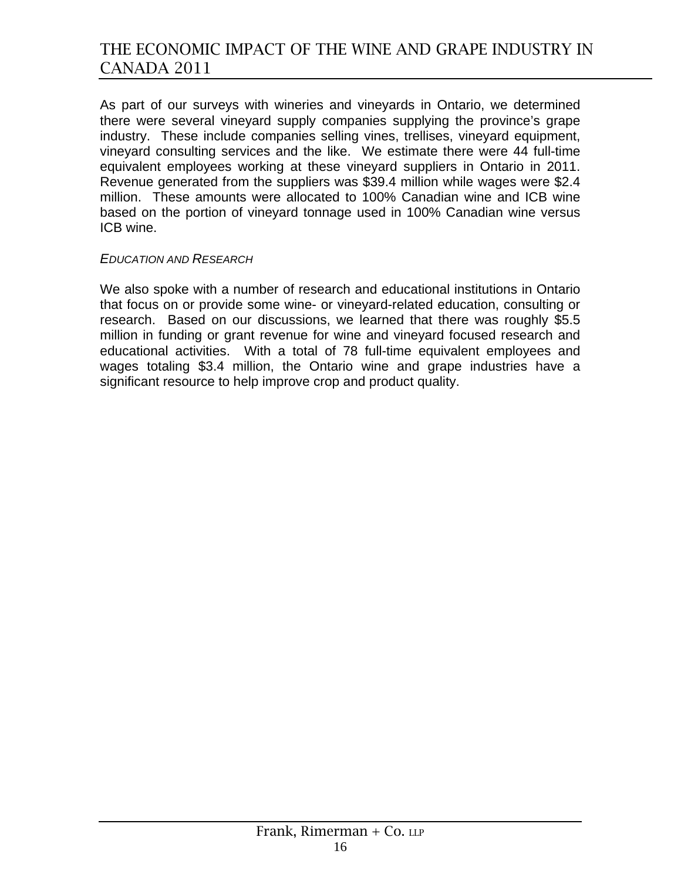As part of our surveys with wineries and vineyards in Ontario, we determined there were several vineyard supply companies supplying the province's grape industry. These include companies selling vines, trellises, vineyard equipment, vineyard consulting services and the like. We estimate there were 44 full-time equivalent employees working at these vineyard suppliers in Ontario in 2011. Revenue generated from the suppliers was $39.4 million while wages were $2.4 million. These amounts were allocated to 100% Canadian wine and ICB wine based on the portion of vineyard tonnage used in 100% Canadian wine versus ICB wine.

### *Education and Research*

We also spoke with a number of research and educational institutions in Ontario that focus on or provide some wine- or vineyard-related education, consulting or research. Based on our discussions, we learned that there was roughly $5.5 million in funding or grant revenue for wine and vineyard focused research and educational activities. With a total of 78 full-time equivalent employees and wages totaling $3.4 million, the Ontario wine and grape industries have a significant resource to help improve crop and product quality.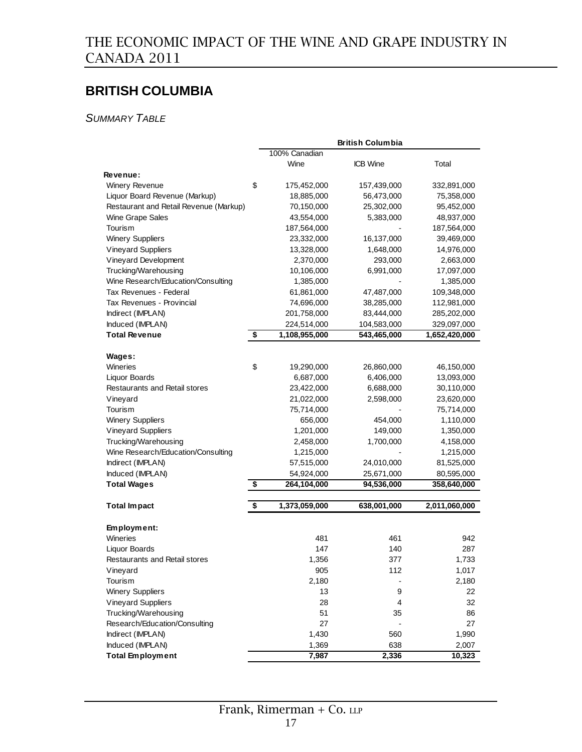## BRITISH COLUMBIA

*SUMMARY TABLE*

| | British Columbia | | |
|---|---|---|---|
| | 100% Canadian Wine | ICB Wine | Total |
| **Revenue:** | | | |
| Winery Revenue | $ 175,452,000 | 157,439,000 | 332,891,000 |
| Liquor Board Revenue (Markup) | 18,885,000 | 56,473,000 | 75,358,000 |
| Restaurant and Retail Revenue (Markup) | 70,150,000 | 25,302,000 | 95,452,000 |
| Wine Grape Sales | 43,554,000 | 5,383,000 | 48,937,000 |
| Tourism | 187,564,000 | - | 187,564,000 |
| Winery Suppliers | 23,332,000 | 16,137,000 | 39,469,000 |
| Vineyard Suppliers | 13,328,000 | 1,648,000 | 14,976,000 |
| Vineyard Development | 2,370,000 | 293,000 | 2,663,000 |
| Trucking/Warehousing | 10,106,000 | 6,991,000 | 17,097,000 |
| Wine Research/Education/Consulting | 1,385,000 | - | 1,385,000 |
| Tax Revenues - Federal | 61,861,000 | 47,487,000 | 109,348,000 |
| Tax Revenues - Provincial | 74,696,000 | 38,285,000 | 112,981,000 |
| Indirect (IMPLAN) | 201,758,000 | 83,444,000 | 285,202,000 |
| Induced (IMPLAN) | 224,514,000 | 104,583,000 | 329,097,000 |
| **Total Revenue** | **$ 1,108,955,000** | **543,465,000** | **1,652,420,000** |
| **Wages:** | | | |
| Wineries | $ 19,290,000 | 26,860,000 | 46,150,000 |
| Liquor Boards | 6,687,000 | 6,406,000 | 13,093,000 |
| Restaurants and Retail stores | 23,422,000 | 6,688,000 | 30,110,000 |
| Vineyard | 21,022,000 | 2,598,000 | 23,620,000 |
| Tourism | 75,714,000 | - | 75,714,000 |
| Winery Suppliers | 656,000 | 454,000 | 1,110,000 |
| Vineyard Suppliers | 1,201,000 | 149,000 | 1,350,000 |
| Trucking/Warehousing | 2,458,000 | 1,700,000 | 4,158,000 |
| Wine Research/Education/Consulting | 1,215,000 | - | 1,215,000 |
| Indirect (IMPLAN) | 57,515,000 | 24,010,000 | 81,525,000 |
| Induced (IMPLAN) | 54,924,000 | 25,671,000 | 80,595,000 |
| **Total Wages** | **$ 264,104,000** | **94,536,000** | **358,640,000** |
| **Total Impact** | **$ 1,373,059,000** | **638,001,000** | **2,011,060,000** |
| **Employment:** | | | |
| Wineries | 481 | 461 | 942 |
| Liquor Boards | 147 | 140 | 287 |
| Restaurants and Retail stores | 1,356 | 377 | 1,733 |
| Vineyard | 905 | 112 | 1,017 |
| Tourism | 2,180 | - | 2,180 |
| Winery Suppliers | 13 | 9 | 22 |
| Vineyard Suppliers | 28 | 4 | 32 |
| Trucking/Warehousing | 51 | 35 | 86 |
| Research/Education/Consulting | 27 | - | 27 |
| Indirect (IMPLAN) | 1,430 | 560 | 1,990 |
| Induced (IMPLAN) | 1,369 | 638 | 2,007 |
| **Total Employment** | **7,987** | **2,336** | **10,323** |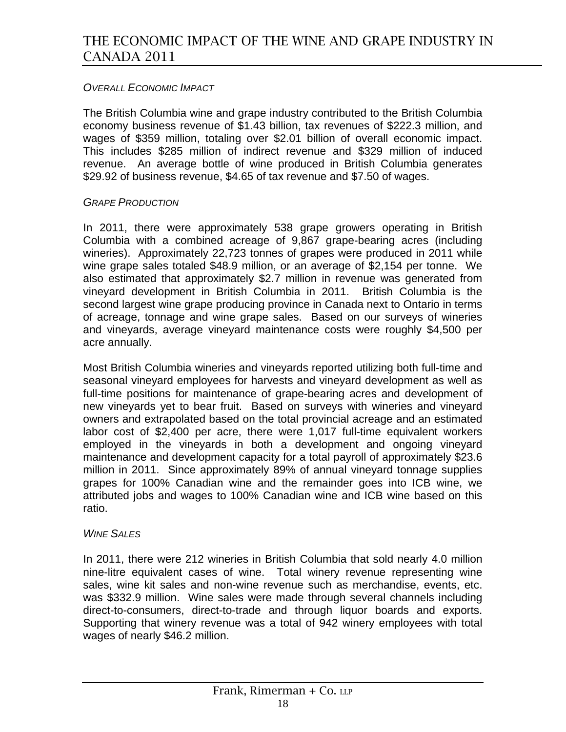*Overall Economic Impact*

The British Columbia wine and grape industry contributed to the British Columbia economy business revenue of $1.43 billion, tax revenues of $222.3 million, and wages of $359 million, totaling over $2.01 billion of overall economic impact. This includes $285 million of indirect revenue and $329 million of induced revenue. An average bottle of wine produced in British Columbia generates $29.92 of business revenue, $4.65 of tax revenue and $7.50 of wages.

*Grape Production*

In 2011, there were approximately 538 grape growers operating in British Columbia with a combined acreage of 9,867 grape-bearing acres (including wineries). Approximately 22,723 tonnes of grapes were produced in 2011 while wine grape sales totaled $48.9 million, or an average of $2,154 per tonne. We also estimated that approximately $2.7 million in revenue was generated from vineyard development in British Columbia in 2011. British Columbia is the second largest wine grape producing province in Canada next to Ontario in terms of acreage, tonnage and wine grape sales. Based on our surveys of wineries and vineyards, average vineyard maintenance costs were roughly $4,500 per acre annually.

Most British Columbia wineries and vineyards reported utilizing both full-time and seasonal vineyard employees for harvests and vineyard development as well as full-time positions for maintenance of grape-bearing acres and development of new vineyards yet to bear fruit. Based on surveys with wineries and vineyard owners and extrapolated based on the total provincial acreage and an estimated labor cost of $2,400 per acre, there were 1,017 full-time equivalent workers employed in the vineyards in both a development and ongoing vineyard maintenance and development capacity for a total payroll of approximately $23.6 million in 2011. Since approximately 89% of annual vineyard tonnage supplies grapes for 100% Canadian wine and the remainder goes into ICB wine, we attributed jobs and wages to 100% Canadian wine and ICB wine based on this ratio.

*Wine Sales*

In 2011, there were 212 wineries in British Columbia that sold nearly 4.0 million nine-litre equivalent cases of wine. Total winery revenue representing wine sales, wine kit sales and non-wine revenue such as merchandise, events, etc. was $332.9 million. Wine sales were made through several channels including direct-to-consumers, direct-to-trade and through liquor boards and exports. Supporting that winery revenue was a total of 942 winery employees with total wages of nearly $46.2 million.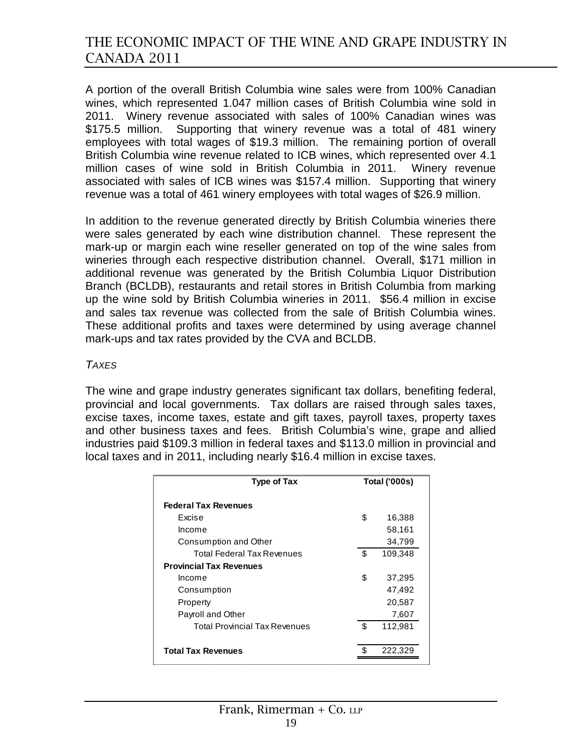A portion of the overall British Columbia wine sales were from 100% Canadian wines, which represented 1.047 million cases of British Columbia wine sold in 2011. Winery revenue associated with sales of 100% Canadian wines was $175.5 million. Supporting that winery revenue was a total of 481 winery employees with total wages of $19.3 million. The remaining portion of overall British Columbia wine revenue related to ICB wines, which represented over 4.1 million cases of wine sold in British Columbia in 2011. Winery revenue associated with sales of ICB wines was $157.4 million. Supporting that winery revenue was a total of 461 winery employees with total wages of $26.9 million.

In addition to the revenue generated directly by British Columbia wineries there were sales generated by each wine distribution channel. These represent the mark-up or margin each wine reseller generated on top of the wine sales from wineries through each respective distribution channel. Overall, $171 million in additional revenue was generated by the British Columbia Liquor Distribution Branch (BCLDB), restaurants and retail stores in British Columbia from marking up the wine sold by British Columbia wineries in 2011. $56.4 million in excise and sales tax revenue was collected from the sale of British Columbia wines. These additional profits and taxes were determined by using average channel mark-ups and tax rates provided by the CVA and BCLDB.

*TAXES*

The wine and grape industry generates significant tax dollars, benefiting federal, provincial and local governments. Tax dollars are raised through sales taxes, excise taxes, income taxes, estate and gift taxes, payroll taxes, property taxes and other business taxes and fees. British Columbia's wine, grape and allied industries paid $109.3 million in federal taxes and $113.0 million in provincial and local taxes and in 2011, including nearly $16.4 million in excise taxes.

| Type of Tax | Total ('000s) |
|---|---|
| **Federal Tax Revenues** | |
| Excise | $ 16,388 |
| Income | 58,161 |
| Consumption and Other | 34,799 |
| Total Federal Tax Revenues | $ 109,348 |
| **Provincial Tax Revenues** | |
| Income | $ 37,295 |
| Consumption | 47,492 |
| Property | 20,587 |
| Payroll and Other | 7,607 |
| Total Provincial Tax Revenues | $ 112,981 |
| **Total Tax Revenues** | $ 222,329 |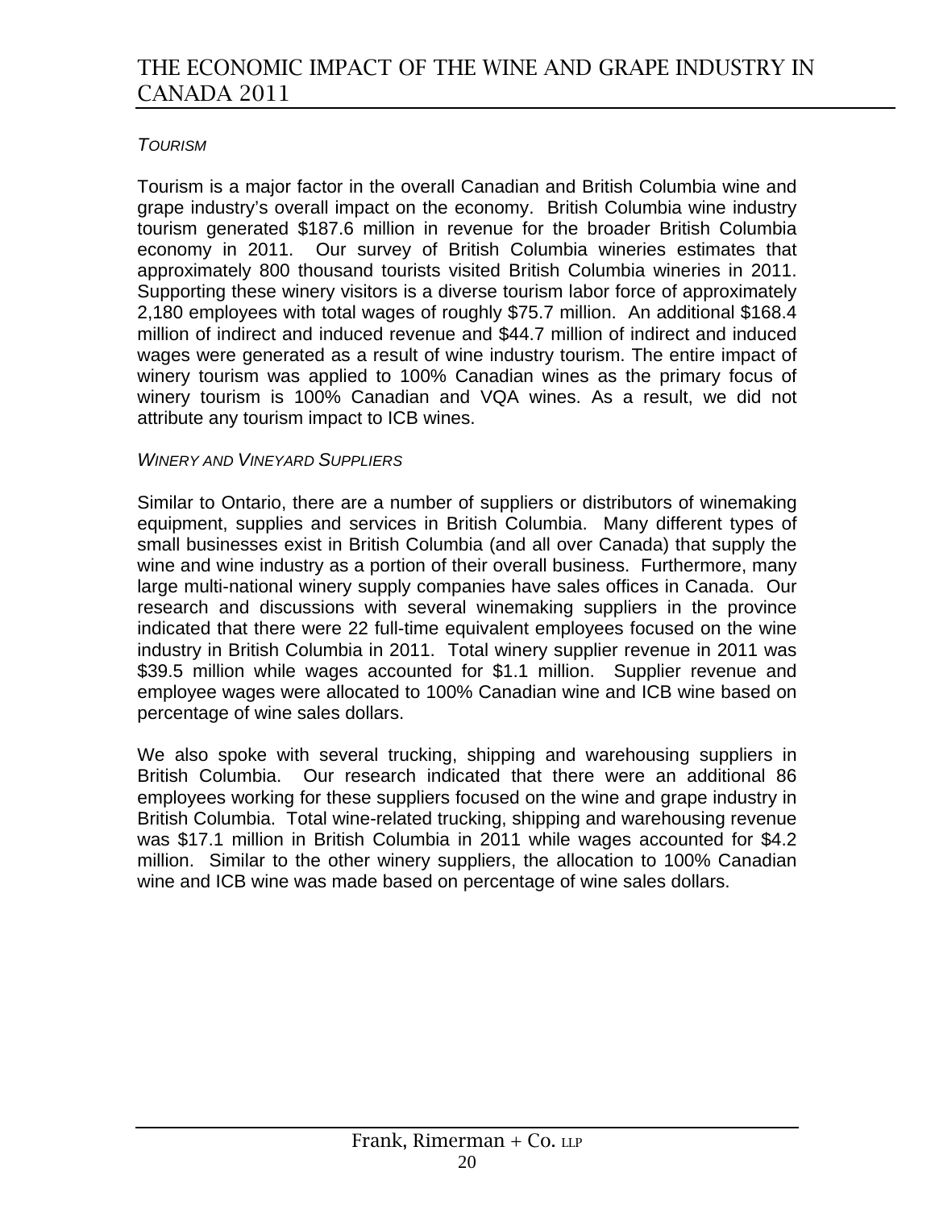### *Tourism*

Tourism is a major factor in the overall Canadian and British Columbia wine and grape industry's overall impact on the economy. British Columbia wine industry tourism generated $187.6 million in revenue for the broader British Columbia economy in 2011. Our survey of British Columbia wineries estimates that approximately 800 thousand tourists visited British Columbia wineries in 2011. Supporting these winery visitors is a diverse tourism labor force of approximately 2,180 employees with total wages of roughly $75.7 million. An additional $168.4 million of indirect and induced revenue and $44.7 million of indirect and induced wages were generated as a result of wine industry tourism. The entire impact of winery tourism was applied to 100% Canadian wines as the primary focus of winery tourism is 100% Canadian and VQA wines. As a result, we did not attribute any tourism impact to ICB wines.

### *Winery and Vineyard Suppliers*

Similar to Ontario, there are a number of suppliers or distributors of winemaking equipment, supplies and services in British Columbia. Many different types of small businesses exist in British Columbia (and all over Canada) that supply the wine and wine industry as a portion of their overall business. Furthermore, many large multi-national winery supply companies have sales offices in Canada. Our research and discussions with several winemaking suppliers in the province indicated that there were 22 full-time equivalent employees focused on the wine industry in British Columbia in 2011. Total winery supplier revenue in 2011 was $39.5 million while wages accounted for $1.1 million. Supplier revenue and employee wages were allocated to 100% Canadian wine and ICB wine based on percentage of wine sales dollars.

We also spoke with several trucking, shipping and warehousing suppliers in British Columbia. Our research indicated that there were an additional 86 employees working for these suppliers focused on the wine and grape industry in British Columbia. Total wine-related trucking, shipping and warehousing revenue was $17.1 million in British Columbia in 2011 while wages accounted for $4.2 million. Similar to the other winery suppliers, the allocation to 100% Canadian wine and ICB wine was made based on percentage of wine sales dollars.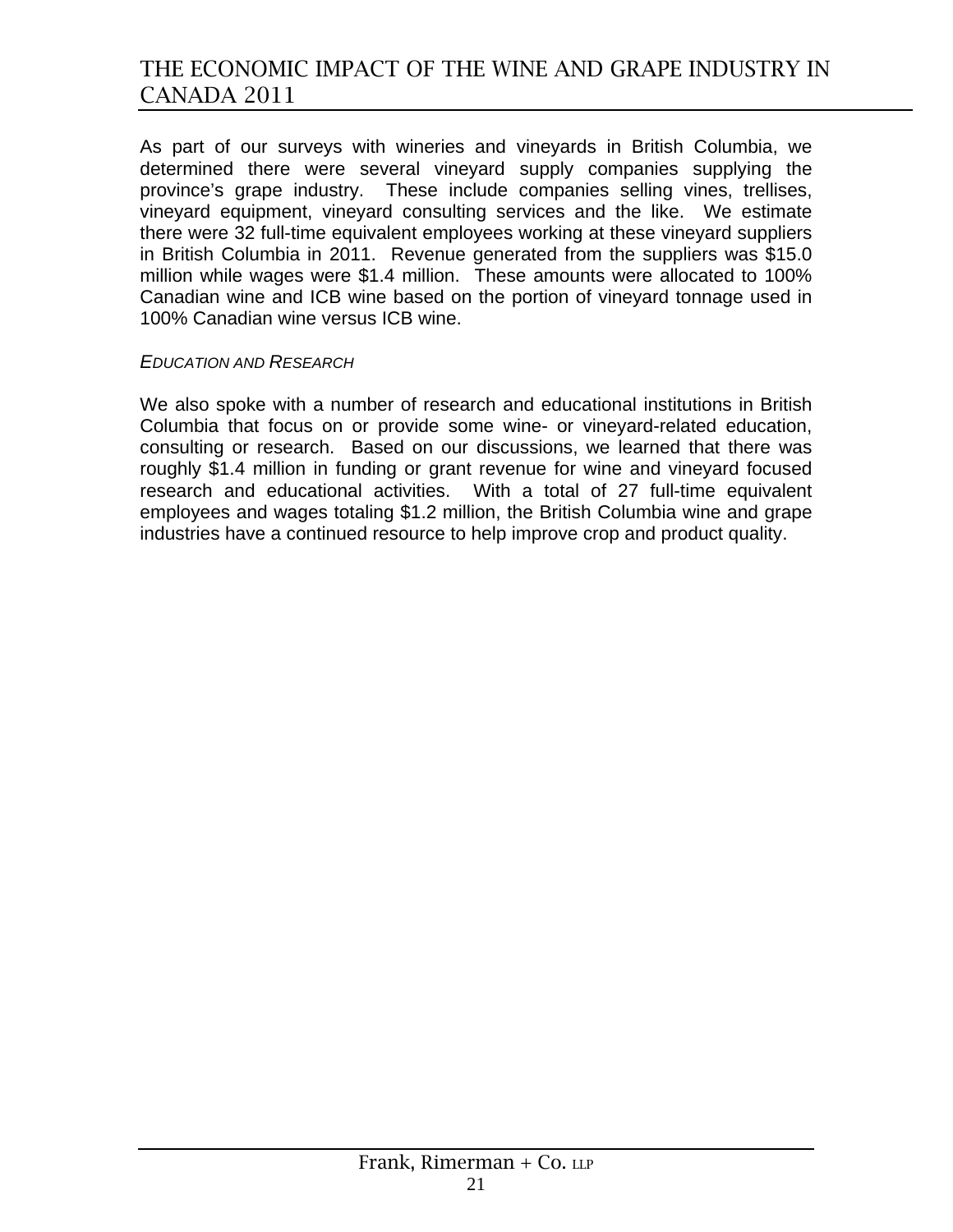As part of our surveys with wineries and vineyards in British Columbia, we determined there were several vineyard supply companies supplying the province's grape industry. These include companies selling vines, trellises, vineyard equipment, vineyard consulting services and the like. We estimate there were 32 full-time equivalent employees working at these vineyard suppliers in British Columbia in 2011. Revenue generated from the suppliers was $15.0 million while wages were $1.4 million. These amounts were allocated to 100% Canadian wine and ICB wine based on the portion of vineyard tonnage used in 100% Canadian wine versus ICB wine.

*EDUCATION AND RESEARCH*

We also spoke with a number of research and educational institutions in British Columbia that focus on or provide some wine- or vineyard-related education, consulting or research. Based on our discussions, we learned that there was roughly $1.4 million in funding or grant revenue for wine and vineyard focused research and educational activities. With a total of 27 full-time equivalent employees and wages totaling $1.2 million, the British Columbia wine and grape industries have a continued resource to help improve crop and product quality.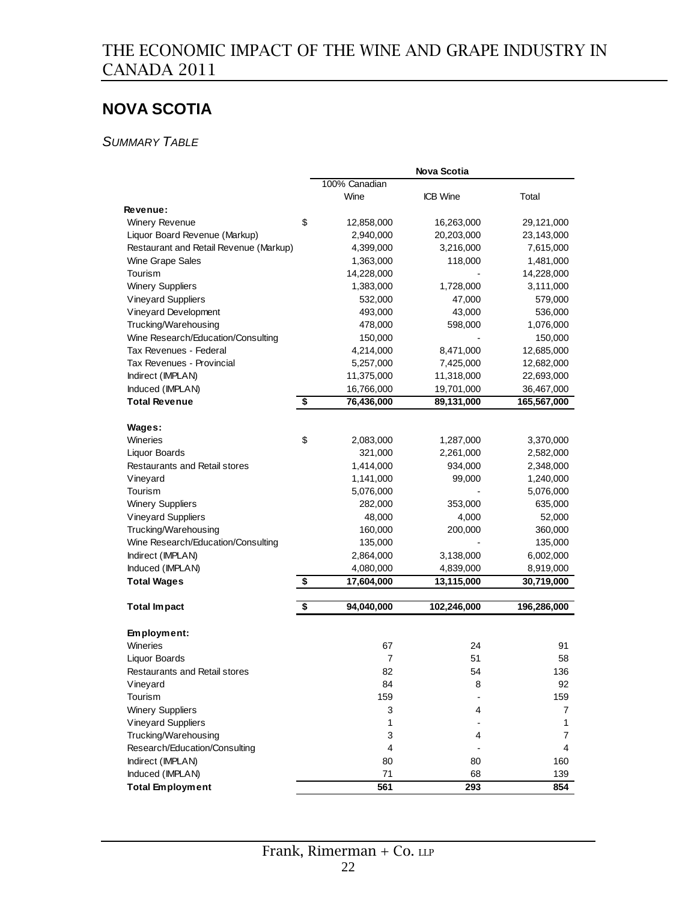## NOVA SCOTIA

*SUMMARY TABLE*

| | Nova Scotia | | |
|---|---|---|---|
| | 100% Canadian Wine | ICB Wine | Total |
| **Revenue:** | | | |
| Winery Revenue | $ 12,858,000 | 16,263,000 | 29,121,000 |
| Liquor Board Revenue (Markup) | 2,940,000 | 20,203,000 | 23,143,000 |
| Restaurant and Retail Revenue (Markup) | 4,399,000 | 3,216,000 | 7,615,000 |
| Wine Grape Sales | 1,363,000 | 118,000 | 1,481,000 |
| Tourism | 14,228,000 | - | 14,228,000 |
| Winery Suppliers | 1,383,000 | 1,728,000 | 3,111,000 |
| Vineyard Suppliers | 532,000 | 47,000 | 579,000 |
| Vineyard Development | 493,000 | 43,000 | 536,000 |
| Trucking/Warehousing | 478,000 | 598,000 | 1,076,000 |
| Wine Research/Education/Consulting | 150,000 | - | 150,000 |
| Tax Revenues - Federal | 4,214,000 | 8,471,000 | 12,685,000 |
| Tax Revenues - Provincial | 5,257,000 | 7,425,000 | 12,682,000 |
| Indirect (IMPLAN) | 11,375,000 | 11,318,000 | 22,693,000 |
| Induced (IMPLAN) | 16,766,000 | 19,701,000 | 36,467,000 |
| **Total Revenue** | **$ 76,436,000** | **89,131,000** | **165,567,000** |
| **Wages:** | | | |
| Wineries | $ 2,083,000 | 1,287,000 | 3,370,000 |
| Liquor Boards | 321,000 | 2,261,000 | 2,582,000 |
| Restaurants and Retail stores | 1,414,000 | 934,000 | 2,348,000 |
| Vineyard | 1,141,000 | 99,000 | 1,240,000 |
| Tourism | 5,076,000 | - | 5,076,000 |
| Winery Suppliers | 282,000 | 353,000 | 635,000 |
| Vineyard Suppliers | 48,000 | 4,000 | 52,000 |
| Trucking/Warehousing | 160,000 | 200,000 | 360,000 |
| Wine Research/Education/Consulting | 135,000 | - | 135,000 |
| Indirect (IMPLAN) | 2,864,000 | 3,138,000 | 6,002,000 |
| Induced (IMPLAN) | 4,080,000 | 4,839,000 | 8,919,000 |
| **Total Wages** | **$ 17,604,000** | **13,115,000** | **30,719,000** |
| **Total Impact** | **$ 94,040,000** | **102,246,000** | **196,286,000** |
| **Employment:** | | | |
| Wineries | 67 | 24 | 91 |
| Liquor Boards | 7 | 51 | 58 |
| Restaurants and Retail stores | 82 | 54 | 136 |
| Vineyard | 84 | 8 | 92 |
| Tourism | 159 | - | 159 |
| Winery Suppliers | 3 | 4 | 7 |
| Vineyard Suppliers | 1 | - | 1 |
| Trucking/Warehousing | 3 | 4 | 7 |
| Research/Education/Consulting | 4 | - | 4 |
| Indirect (IMPLAN) | 80 | 80 | 160 |
| Induced (IMPLAN) | 71 | 68 | 139 |
| **Total Employment** | **561** | **293** | **854** |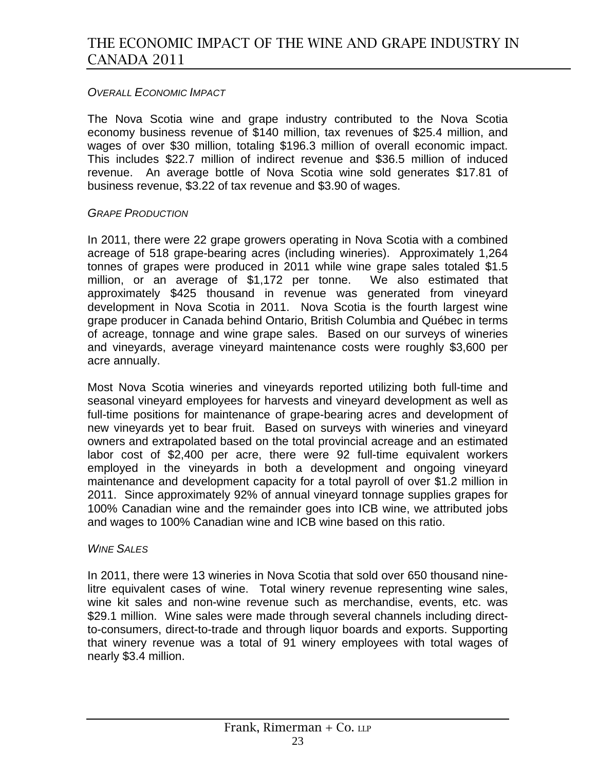### *Overall Economic Impact*

The Nova Scotia wine and grape industry contributed to the Nova Scotia economy business revenue of $140 million, tax revenues of $25.4 million, and wages of over $30 million, totaling $196.3 million of overall economic impact. This includes $22.7 million of indirect revenue and $36.5 million of induced revenue. An average bottle of Nova Scotia wine sold generates $17.81 of business revenue, $3.22 of tax revenue and $3.90 of wages.

### *Grape Production*

In 2011, there were 22 grape growers operating in Nova Scotia with a combined acreage of 518 grape-bearing acres (including wineries). Approximately 1,264 tonnes of grapes were produced in 2011 while wine grape sales totaled $1.5 million, or an average of $1,172 per tonne. We also estimated that approximately $425 thousand in revenue was generated from vineyard development in Nova Scotia in 2011. Nova Scotia is the fourth largest wine grape producer in Canada behind Ontario, British Columbia and Québec in terms of acreage, tonnage and wine grape sales. Based on our surveys of wineries and vineyards, average vineyard maintenance costs were roughly $3,600 per acre annually.

Most Nova Scotia wineries and vineyards reported utilizing both full-time and seasonal vineyard employees for harvests and vineyard development as well as full-time positions for maintenance of grape-bearing acres and development of new vineyards yet to bear fruit. Based on surveys with wineries and vineyard owners and extrapolated based on the total provincial acreage and an estimated labor cost of $2,400 per acre, there were 92 full-time equivalent workers employed in the vineyards in both a development and ongoing vineyard maintenance and development capacity for a total payroll of over $1.2 million in 2011. Since approximately 92% of annual vineyard tonnage supplies grapes for 100% Canadian wine and the remainder goes into ICB wine, we attributed jobs and wages to 100% Canadian wine and ICB wine based on this ratio.

### *Wine Sales*

In 2011, there were 13 wineries in Nova Scotia that sold over 650 thousand nine-litre equivalent cases of wine. Total winery revenue representing wine sales, wine kit sales and non-wine revenue such as merchandise, events, etc. was $29.1 million. Wine sales were made through several channels including direct-to-consumers, direct-to-trade and through liquor boards and exports. Supporting that winery revenue was a total of 91 winery employees with total wages of nearly $3.4 million.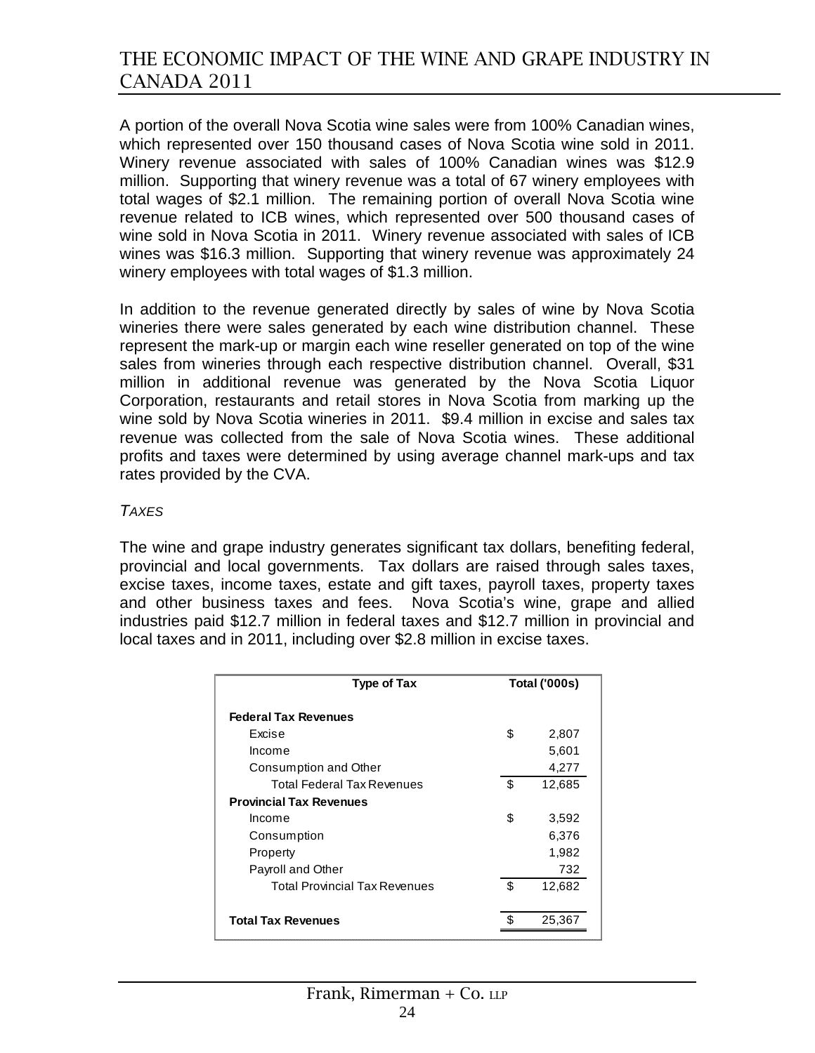A portion of the overall Nova Scotia wine sales were from 100% Canadian wines, which represented over 150 thousand cases of Nova Scotia wine sold in 2011. Winery revenue associated with sales of 100% Canadian wines was $12.9 million. Supporting that winery revenue was a total of 67 winery employees with total wages of $2.1 million. The remaining portion of overall Nova Scotia wine revenue related to ICB wines, which represented over 500 thousand cases of wine sold in Nova Scotia in 2011. Winery revenue associated with sales of ICB wines was $16.3 million. Supporting that winery revenue was approximately 24 winery employees with total wages of $1.3 million.

In addition to the revenue generated directly by sales of wine by Nova Scotia wineries there were sales generated by each wine distribution channel. These represent the mark-up or margin each wine reseller generated on top of the wine sales from wineries through each respective distribution channel. Overall, $31 million in additional revenue was generated by the Nova Scotia Liquor Corporation, restaurants and retail stores in Nova Scotia from marking up the wine sold by Nova Scotia wineries in 2011. $9.4 million in excise and sales tax revenue was collected from the sale of Nova Scotia wines. These additional profits and taxes were determined by using average channel mark-ups and tax rates provided by the CVA.

*TAXES*

The wine and grape industry generates significant tax dollars, benefiting federal, provincial and local governments. Tax dollars are raised through sales taxes, excise taxes, income taxes, estate and gift taxes, payroll taxes, property taxes and other business taxes and fees. Nova Scotia's wine, grape and allied industries paid $12.7 million in federal taxes and $12.7 million in provincial and local taxes and in 2011, including over $2.8 million in excise taxes.

| Type of Tax | Total ('000s) |
|---|---|
| **Federal Tax Revenues** | |
| Excise | $ 2,807 |
| Income | 5,601 |
| Consumption and Other | 4,277 |
| Total Federal Tax Revenues | $ 12,685 |
| **Provincial Tax Revenues** | |
| Income | $ 3,592 |
| Consumption | 6,376 |
| Property | 1,982 |
| Payroll and Other | 732 |
| Total Provincial Tax Revenues | $ 12,682 |
| **Total Tax Revenues** | $ 25,367 |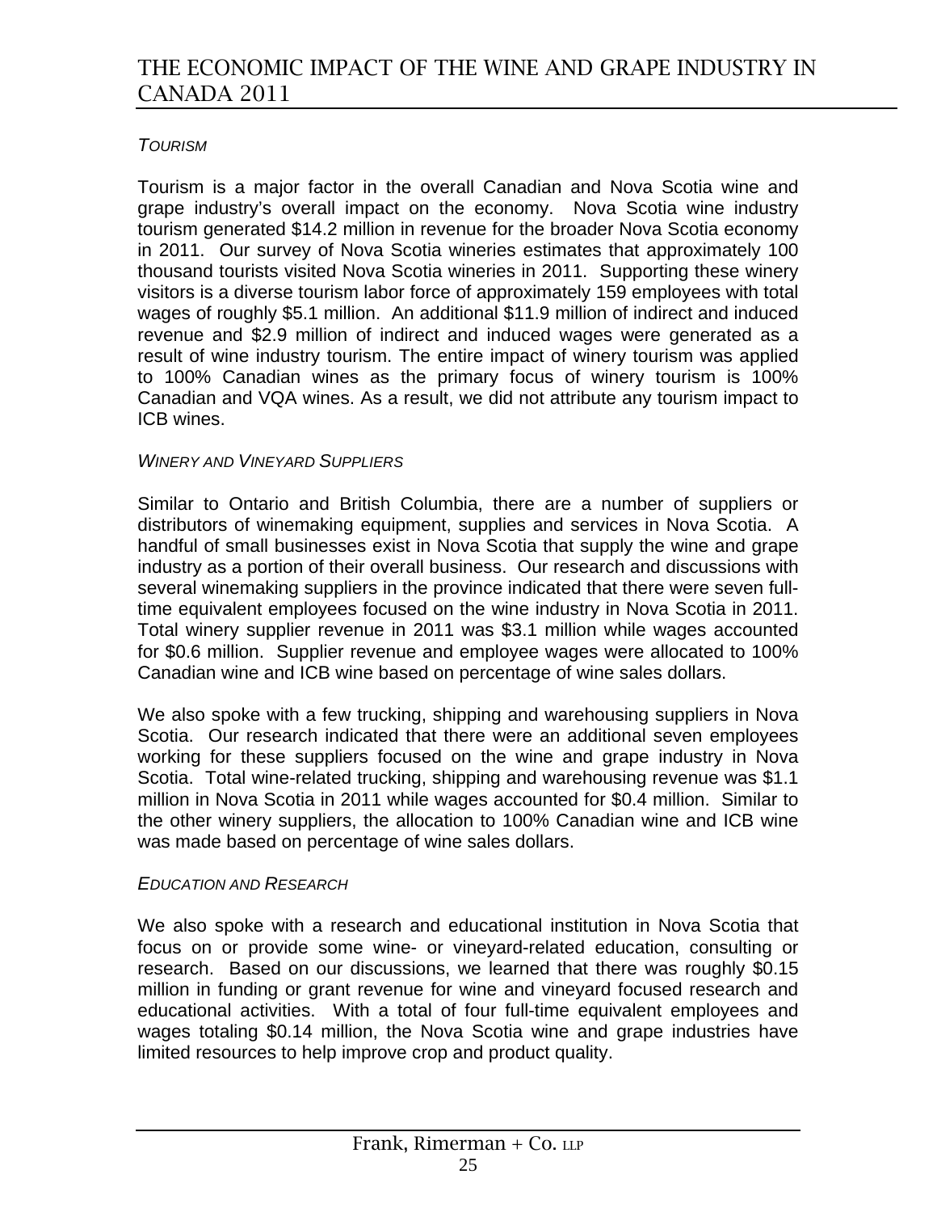*TOURISM*

Tourism is a major factor in the overall Canadian and Nova Scotia wine and grape industry's overall impact on the economy. Nova Scotia wine industry tourism generated $14.2 million in revenue for the broader Nova Scotia economy in 2011. Our survey of Nova Scotia wineries estimates that approximately 100 thousand tourists visited Nova Scotia wineries in 2011. Supporting these winery visitors is a diverse tourism labor force of approximately 159 employees with total wages of roughly $5.1 million. An additional $11.9 million of indirect and induced revenue and $2.9 million of indirect and induced wages were generated as a result of wine industry tourism. The entire impact of winery tourism was applied to 100% Canadian wines as the primary focus of winery tourism is 100% Canadian and VQA wines. As a result, we did not attribute any tourism impact to ICB wines.

*WINERY AND VINEYARD SUPPLIERS*

Similar to Ontario and British Columbia, there are a number of suppliers or distributors of winemaking equipment, supplies and services in Nova Scotia. A handful of small businesses exist in Nova Scotia that supply the wine and grape industry as a portion of their overall business. Our research and discussions with several winemaking suppliers in the province indicated that there were seven full-time equivalent employees focused on the wine industry in Nova Scotia in 2011. Total winery supplier revenue in 2011 was $3.1 million while wages accounted for $0.6 million. Supplier revenue and employee wages were allocated to 100% Canadian wine and ICB wine based on percentage of wine sales dollars.

We also spoke with a few trucking, shipping and warehousing suppliers in Nova Scotia. Our research indicated that there were an additional seven employees working for these suppliers focused on the wine and grape industry in Nova Scotia. Total wine-related trucking, shipping and warehousing revenue was $1.1 million in Nova Scotia in 2011 while wages accounted for $0.4 million. Similar to the other winery suppliers, the allocation to 100% Canadian wine and ICB wine was made based on percentage of wine sales dollars.

*EDUCATION AND RESEARCH*

We also spoke with a research and educational institution in Nova Scotia that focus on or provide some wine- or vineyard-related education, consulting or research. Based on our discussions, we learned that there was roughly $0.15 million in funding or grant revenue for wine and vineyard focused research and educational activities. With a total of four full-time equivalent employees and wages totaling $0.14 million, the Nova Scotia wine and grape industries have limited resources to help improve crop and product quality.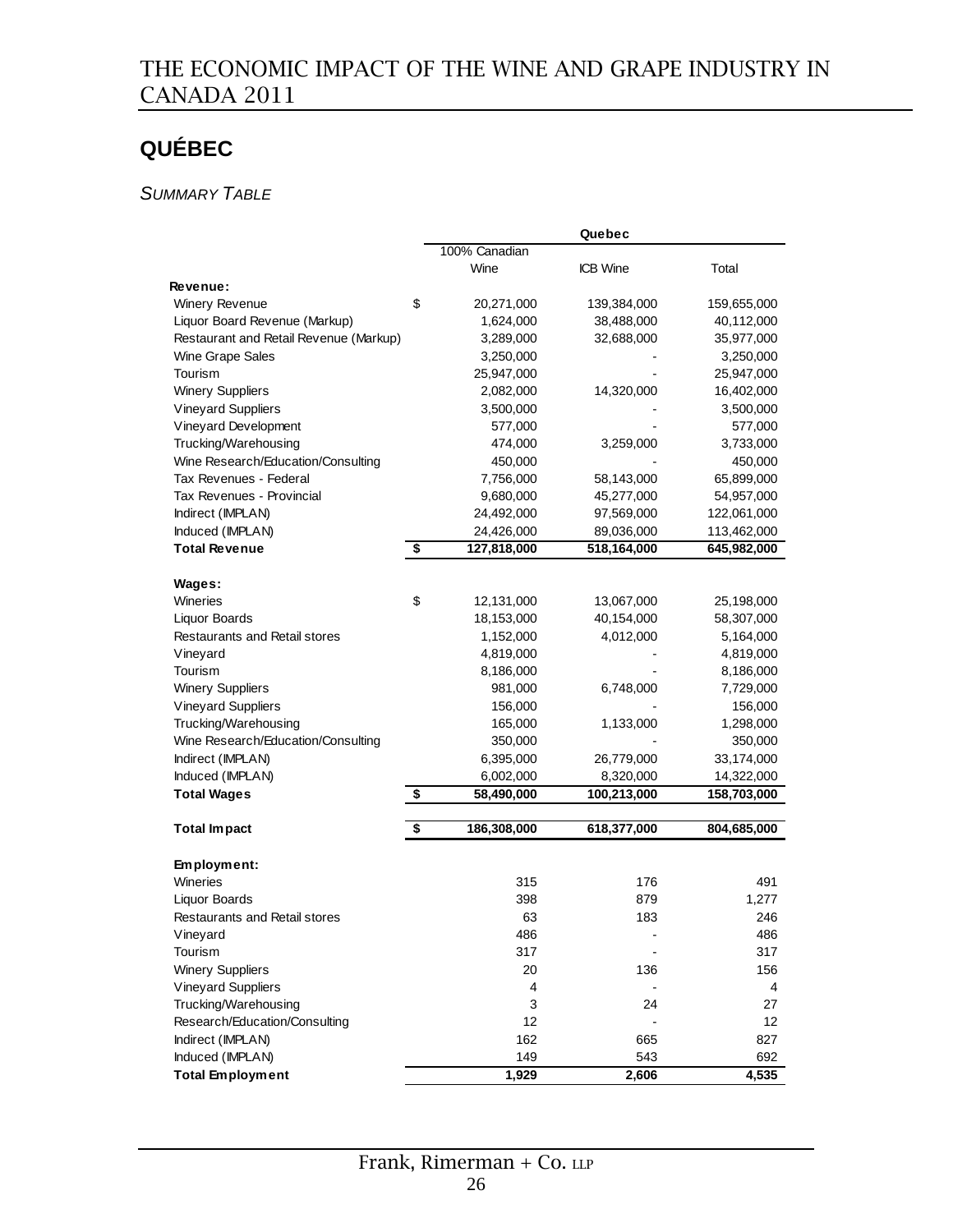## QUÉBEC

*SUMMARY TABLE*

| | Quebec | | |
|---|---|---|---|
| | 100% Canadian Wine | ICB Wine | Total |
| **Revenue:** | | | |
| Winery Revenue | $ 20,271,000 | 139,384,000 | 159,655,000 |
| Liquor Board Revenue (Markup) | 1,624,000 | 38,488,000 | 40,112,000 |
| Restaurant and Retail Revenue (Markup) | 3,289,000 | 32,688,000 | 35,977,000 |
| Wine Grape Sales | 3,250,000 | - | 3,250,000 |
| Tourism | 25,947,000 | - | 25,947,000 |
| Winery Suppliers | 2,082,000 | 14,320,000 | 16,402,000 |
| Vineyard Suppliers | 3,500,000 | - | 3,500,000 |
| Vineyard Development | 577,000 | - | 577,000 |
| Trucking/Warehousing | 474,000 | 3,259,000 | 3,733,000 |
| Wine Research/Education/Consulting | 450,000 | - | 450,000 |
| Tax Revenues - Federal | 7,756,000 | 58,143,000 | 65,899,000 |
| Tax Revenues - Provincial | 9,680,000 | 45,277,000 | 54,957,000 |
| Indirect (IMPLAN) | 24,492,000 | 97,569,000 | 122,061,000 |
| Induced (IMPLAN) | 24,426,000 | 89,036,000 | 113,462,000 |
| **Total Revenue** | **$ 127,818,000** | **518,164,000** | **645,982,000** |
| | | | |
| **Wages:** | | | |
| Wineries | $ 12,131,000 | 13,067,000 | 25,198,000 |
| Liquor Boards | 18,153,000 | 40,154,000 | 58,307,000 |
| Restaurants and Retail stores | 1,152,000 | 4,012,000 | 5,164,000 |
| Vineyard | 4,819,000 | - | 4,819,000 |
| Tourism | 8,186,000 | - | 8,186,000 |
| Winery Suppliers | 981,000 | 6,748,000 | 7,729,000 |
| Vineyard Suppliers | 156,000 | - | 156,000 |
| Trucking/Warehousing | 165,000 | 1,133,000 | 1,298,000 |
| Wine Research/Education/Consulting | 350,000 | - | 350,000 |
| Indirect (IMPLAN) | 6,395,000 | 26,779,000 | 33,174,000 |
| Induced (IMPLAN) | 6,002,000 | 8,320,000 | 14,322,000 |
| **Total Wages** | **$ 58,490,000** | **100,213,000** | **158,703,000** |
| | | | |
| **Total Impact** | **$ 186,308,000** | **618,377,000** | **804,685,000** |
| | | | |
| **Employment:** | | | |
| Wineries | 315 | 176 | 491 |
| Liquor Boards | 398 | 879 | 1,277 |
| Restaurants and Retail stores | 63 | 183 | 246 |
| Vineyard | 486 | - | 486 |
| Tourism | 317 | - | 317 |
| Winery Suppliers | 20 | 136 | 156 |
| Vineyard Suppliers | 4 | - | 4 |
| Trucking/Warehousing | 3 | 24 | 27 |
| Research/Education/Consulting | 12 | - | 12 |
| Indirect (IMPLAN) | 162 | 665 | 827 |
| Induced (IMPLAN) | 149 | 543 | 692 |
| **Total Employment** | **1,929** | **2,606** | **4,535** |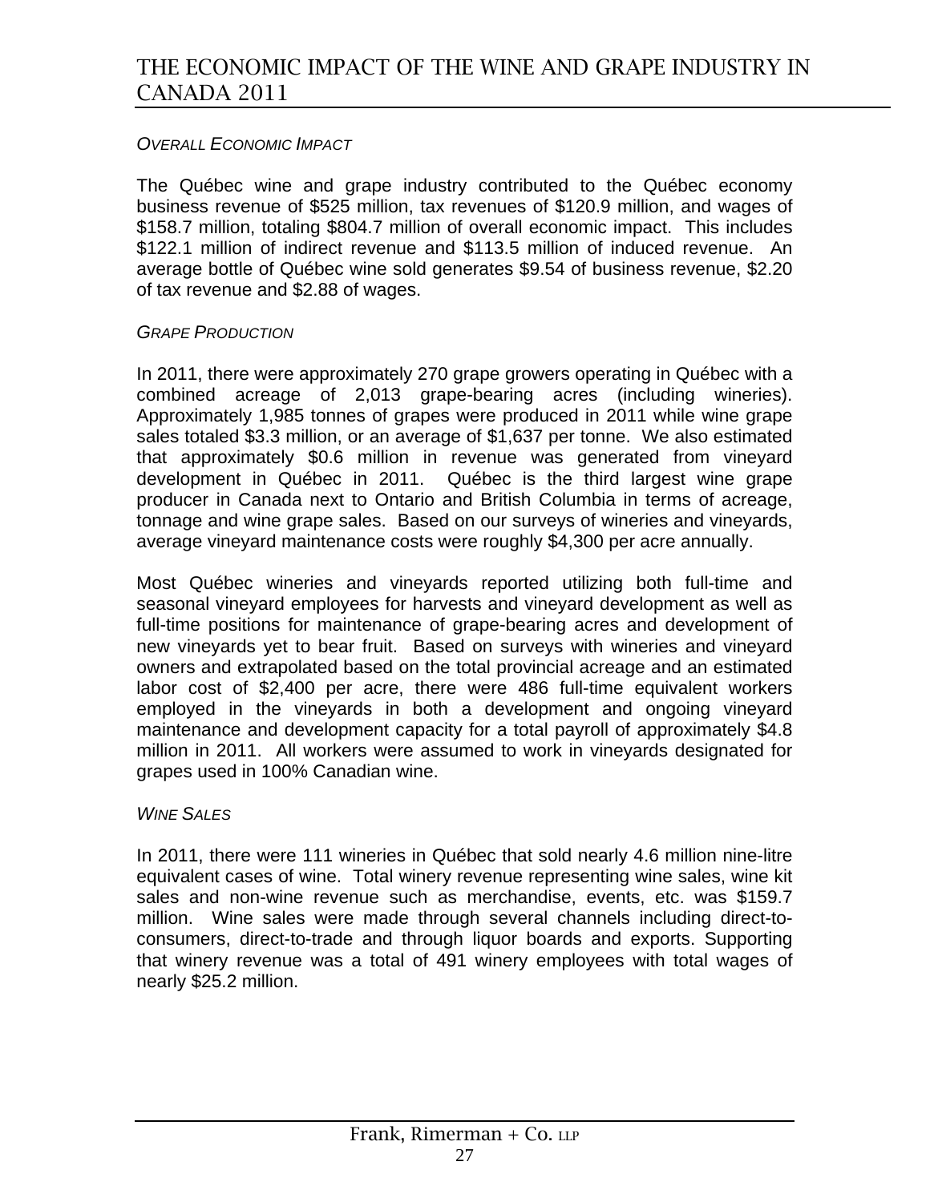### *Overall Economic Impact*

The Québec wine and grape industry contributed to the Québec economy business revenue of $525 million, tax revenues of $120.9 million, and wages of $158.7 million, totaling $804.7 million of overall economic impact. This includes $122.1 million of indirect revenue and $113.5 million of induced revenue. An average bottle of Québec wine sold generates $9.54 of business revenue, $2.20 of tax revenue and $2.88 of wages.

### *Grape Production*

In 2011, there were approximately 270 grape growers operating in Québec with a combined acreage of 2,013 grape-bearing acres (including wineries). Approximately 1,985 tonnes of grapes were produced in 2011 while wine grape sales totaled $3.3 million, or an average of $1,637 per tonne. We also estimated that approximately $0.6 million in revenue was generated from vineyard development in Québec in 2011. Québec is the third largest wine grape producer in Canada next to Ontario and British Columbia in terms of acreage, tonnage and wine grape sales. Based on our surveys of wineries and vineyards, average vineyard maintenance costs were roughly $4,300 per acre annually.

Most Québec wineries and vineyards reported utilizing both full-time and seasonal vineyard employees for harvests and vineyard development as well as full-time positions for maintenance of grape-bearing acres and development of new vineyards yet to bear fruit. Based on surveys with wineries and vineyard owners and extrapolated based on the total provincial acreage and an estimated labor cost of $2,400 per acre, there were 486 full-time equivalent workers employed in the vineyards in both a development and ongoing vineyard maintenance and development capacity for a total payroll of approximately $4.8 million in 2011. All workers were assumed to work in vineyards designated for grapes used in 100% Canadian wine.

### *Wine Sales*

In 2011, there were 111 wineries in Québec that sold nearly 4.6 million nine-litre equivalent cases of wine. Total winery revenue representing wine sales, wine kit sales and non-wine revenue such as merchandise, events, etc. was $159.7 million. Wine sales were made through several channels including direct-to-consumers, direct-to-trade and through liquor boards and exports. Supporting that winery revenue was a total of 491 winery employees with total wages of nearly $25.2 million.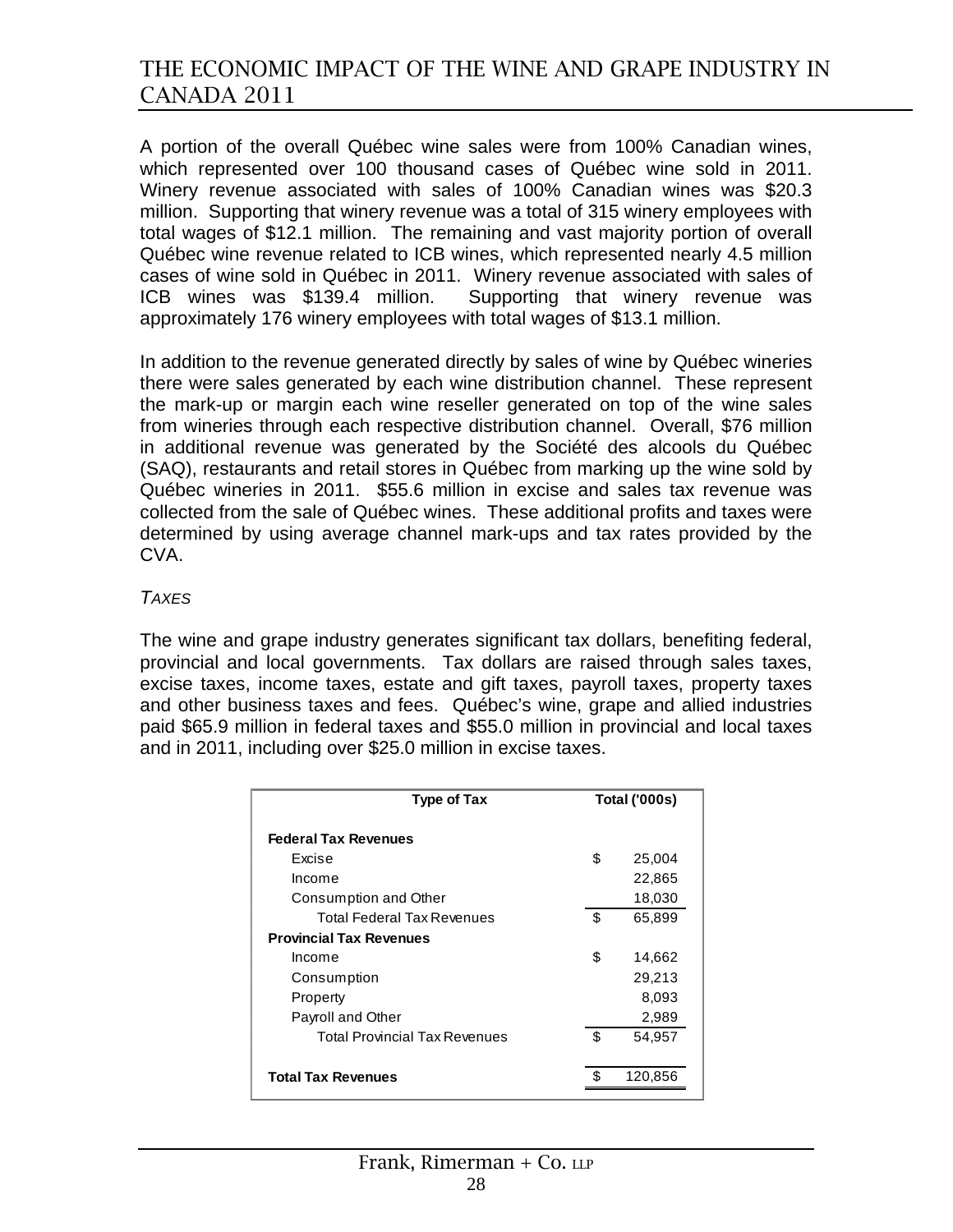A portion of the overall Québec wine sales were from 100% Canadian wines, which represented over 100 thousand cases of Québec wine sold in 2011. Winery revenue associated with sales of 100% Canadian wines was $20.3 million. Supporting that winery revenue was a total of 315 winery employees with total wages of $12.1 million. The remaining and vast majority portion of overall Québec wine revenue related to ICB wines, which represented nearly 4.5 million cases of wine sold in Québec in 2011. Winery revenue associated with sales of ICB wines was $139.4 million. Supporting that winery revenue was approximately 176 winery employees with total wages of $13.1 million.

In addition to the revenue generated directly by sales of wine by Québec wineries there were sales generated by each wine distribution channel. These represent the mark-up or margin each wine reseller generated on top of the wine sales from wineries through each respective distribution channel. Overall, $76 million in additional revenue was generated by the Société des alcools du Québec (SAQ), restaurants and retail stores in Québec from marking up the wine sold by Québec wineries in 2011. $55.6 million in excise and sales tax revenue was collected from the sale of Québec wines. These additional profits and taxes were determined by using average channel mark-ups and tax rates provided by the CVA.

*TAXES*

The wine and grape industry generates significant tax dollars, benefiting federal, provincial and local governments. Tax dollars are raised through sales taxes, excise taxes, income taxes, estate and gift taxes, payroll taxes, property taxes and other business taxes and fees. Québec's wine, grape and allied industries paid $65.9 million in federal taxes and $55.0 million in provincial and local taxes and in 2011, including over $25.0 million in excise taxes.

| Type of Tax | Total ('000s) |
|---|---|
| **Federal Tax Revenues** | |
| Excise | $ 25,004 |
| Income | 22,865 |
| Consumption and Other | 18,030 |
| Total Federal Tax Revenues | $ 65,899 |
| **Provincial Tax Revenues** | |
| Income | $ 14,662 |
| Consumption | 29,213 |
| Property | 8,093 |
| Payroll and Other | 2,989 |
| Total Provincial Tax Revenues | $ 54,957 |
| **Total Tax Revenues** | $ 120,856 |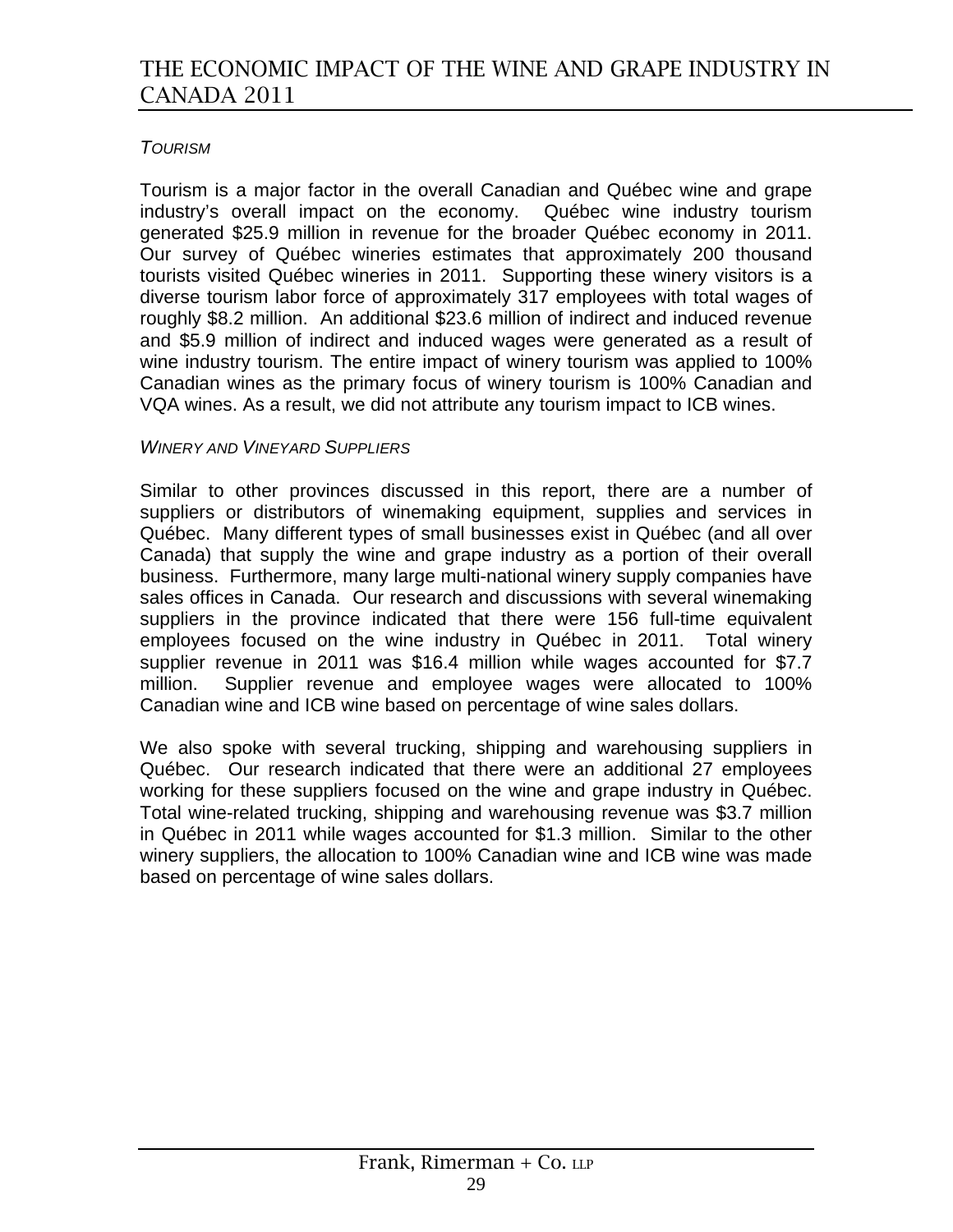*TOURISM*

Tourism is a major factor in the overall Canadian and Québec wine and grape industry's overall impact on the economy. Québec wine industry tourism generated $25.9 million in revenue for the broader Québec economy in 2011. Our survey of Québec wineries estimates that approximately 200 thousand tourists visited Québec wineries in 2011. Supporting these winery visitors is a diverse tourism labor force of approximately 317 employees with total wages of roughly $8.2 million. An additional $23.6 million of indirect and induced revenue and $5.9 million of indirect and induced wages were generated as a result of wine industry tourism. The entire impact of winery tourism was applied to 100% Canadian wines as the primary focus of winery tourism is 100% Canadian and VQA wines. As a result, we did not attribute any tourism impact to ICB wines.

*WINERY AND VINEYARD SUPPLIERS*

Similar to other provinces discussed in this report, there are a number of suppliers or distributors of winemaking equipment, supplies and services in Québec. Many different types of small businesses exist in Québec (and all over Canada) that supply the wine and grape industry as a portion of their overall business. Furthermore, many large multi-national winery supply companies have sales offices in Canada. Our research and discussions with several winemaking suppliers in the province indicated that there were 156 full-time equivalent employees focused on the wine industry in Québec in 2011. Total winery supplier revenue in 2011 was $16.4 million while wages accounted for $7.7 million. Supplier revenue and employee wages were allocated to 100% Canadian wine and ICB wine based on percentage of wine sales dollars.

We also spoke with several trucking, shipping and warehousing suppliers in Québec. Our research indicated that there were an additional 27 employees working for these suppliers focused on the wine and grape industry in Québec. Total wine-related trucking, shipping and warehousing revenue was $3.7 million in Québec in 2011 while wages accounted for $1.3 million. Similar to the other winery suppliers, the allocation to 100% Canadian wine and ICB wine was made based on percentage of wine sales dollars.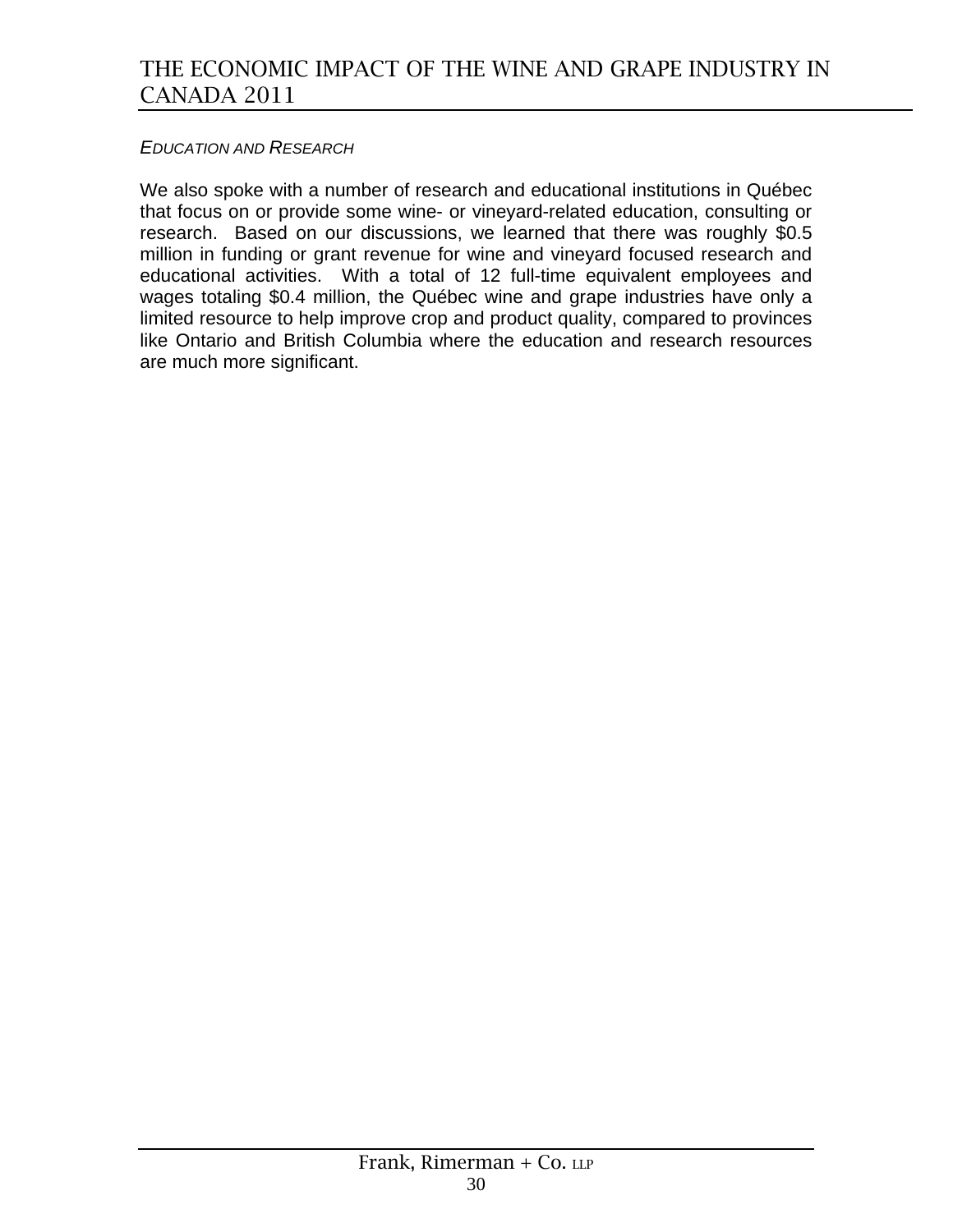*EDUCATION AND RESEARCH*

We also spoke with a number of research and educational institutions in Québec that focus on or provide some wine- or vineyard-related education, consulting or research. Based on our discussions, we learned that there was roughly $0.5 million in funding or grant revenue for wine and vineyard focused research and educational activities. With a total of 12 full-time equivalent employees and wages totaling $0.4 million, the Québec wine and grape industries have only a limited resource to help improve crop and product quality, compared to provinces like Ontario and British Columbia where the education and research resources are much more significant.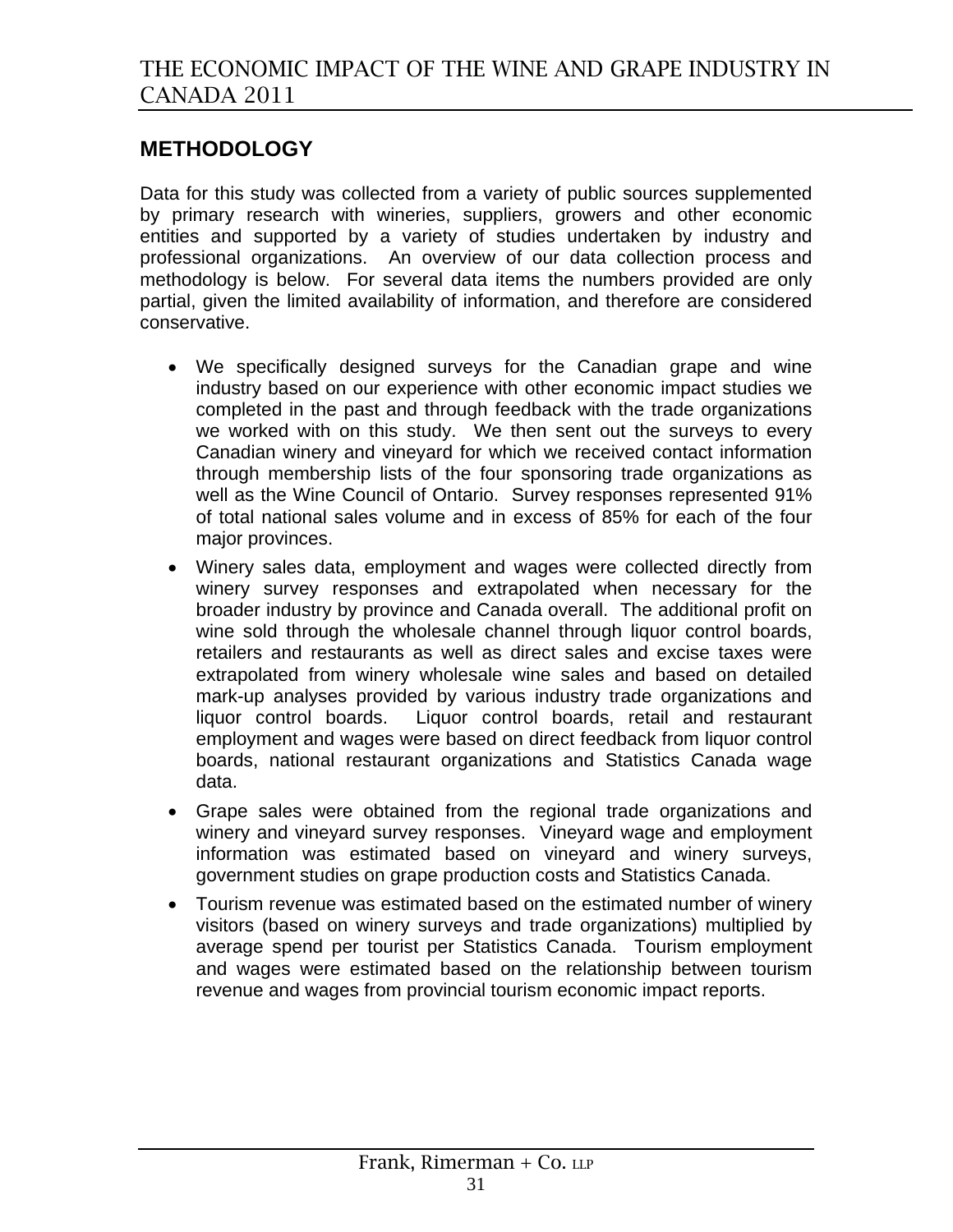## METHODOLOGY

Data for this study was collected from a variety of public sources supplemented by primary research with wineries, suppliers, growers and other economic entities and supported by a variety of studies undertaken by industry and professional organizations. An overview of our data collection process and methodology is below. For several data items the numbers provided are only partial, given the limited availability of information, and therefore are considered conservative.

- We specifically designed surveys for the Canadian grape and wine industry based on our experience with other economic impact studies we completed in the past and through feedback with the trade organizations we worked with on this study. We then sent out the surveys to every Canadian winery and vineyard for which we received contact information through membership lists of the four sponsoring trade organizations as well as the Wine Council of Ontario. Survey responses represented 91% of total national sales volume and in excess of 85% for each of the four major provinces.
- Winery sales data, employment and wages were collected directly from winery survey responses and extrapolated when necessary for the broader industry by province and Canada overall. The additional profit on wine sold through the wholesale channel through liquor control boards, retailers and restaurants as well as direct sales and excise taxes were extrapolated from winery wholesale wine sales and based on detailed mark-up analyses provided by various industry trade organizations and liquor control boards. Liquor control boards, retail and restaurant employment and wages were based on direct feedback from liquor control boards, national restaurant organizations and Statistics Canada wage data.
- Grape sales were obtained from the regional trade organizations and winery and vineyard survey responses. Vineyard wage and employment information was estimated based on vineyard and winery surveys, government studies on grape production costs and Statistics Canada.
- Tourism revenue was estimated based on the estimated number of winery visitors (based on winery surveys and trade organizations) multiplied by average spend per tourist per Statistics Canada. Tourism employment and wages were estimated based on the relationship between tourism revenue and wages from provincial tourism economic impact reports.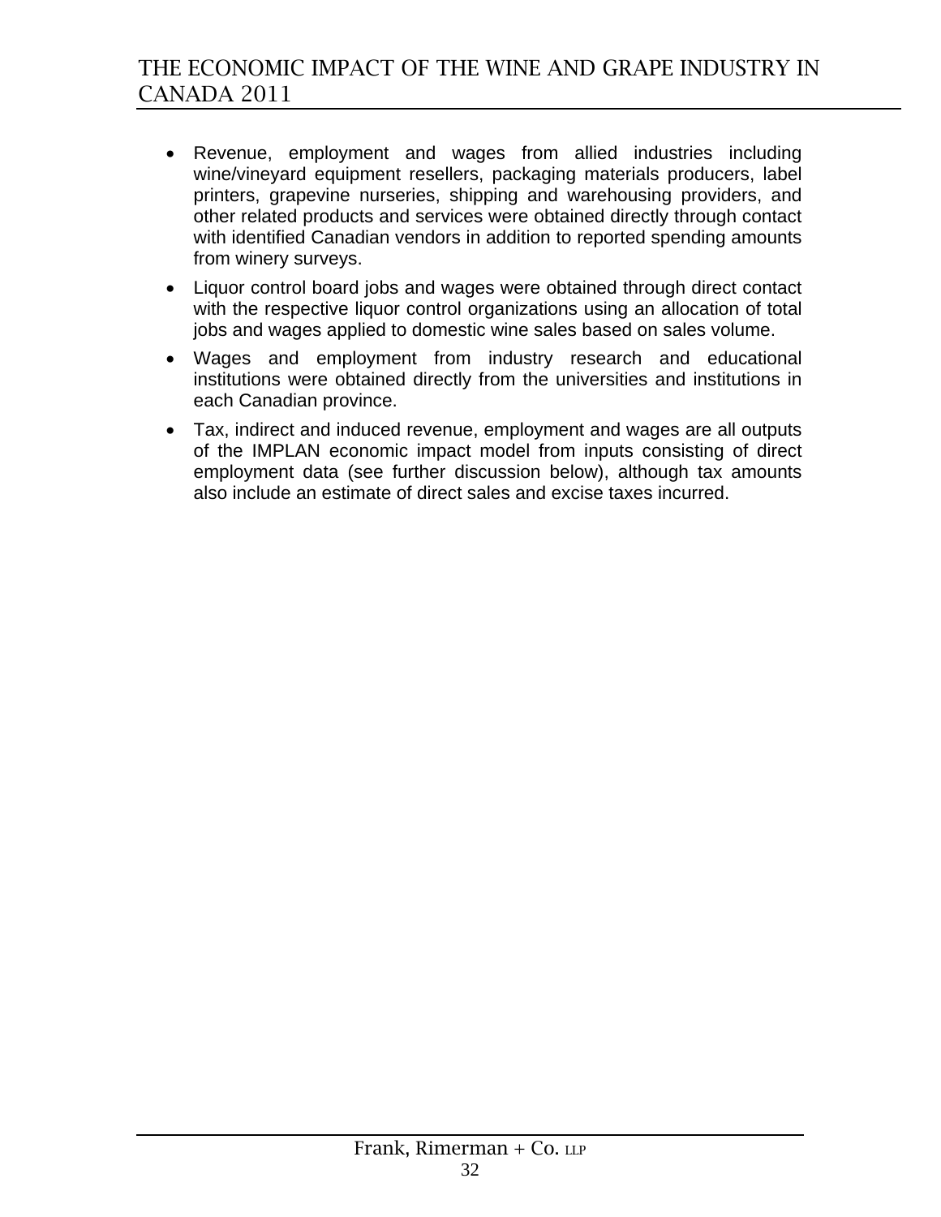- Revenue, employment and wages from allied industries including wine/vineyard equipment resellers, packaging materials producers, label printers, grapevine nurseries, shipping and warehousing providers, and other related products and services were obtained directly through contact with identified Canadian vendors in addition to reported spending amounts from winery surveys.
- Liquor control board jobs and wages were obtained through direct contact with the respective liquor control organizations using an allocation of total jobs and wages applied to domestic wine sales based on sales volume.
- Wages and employment from industry research and educational institutions were obtained directly from the universities and institutions in each Canadian province.
- Tax, indirect and induced revenue, employment and wages are all outputs of the IMPLAN economic impact model from inputs consisting of direct employment data (see further discussion below), although tax amounts also include an estimate of direct sales and excise taxes incurred.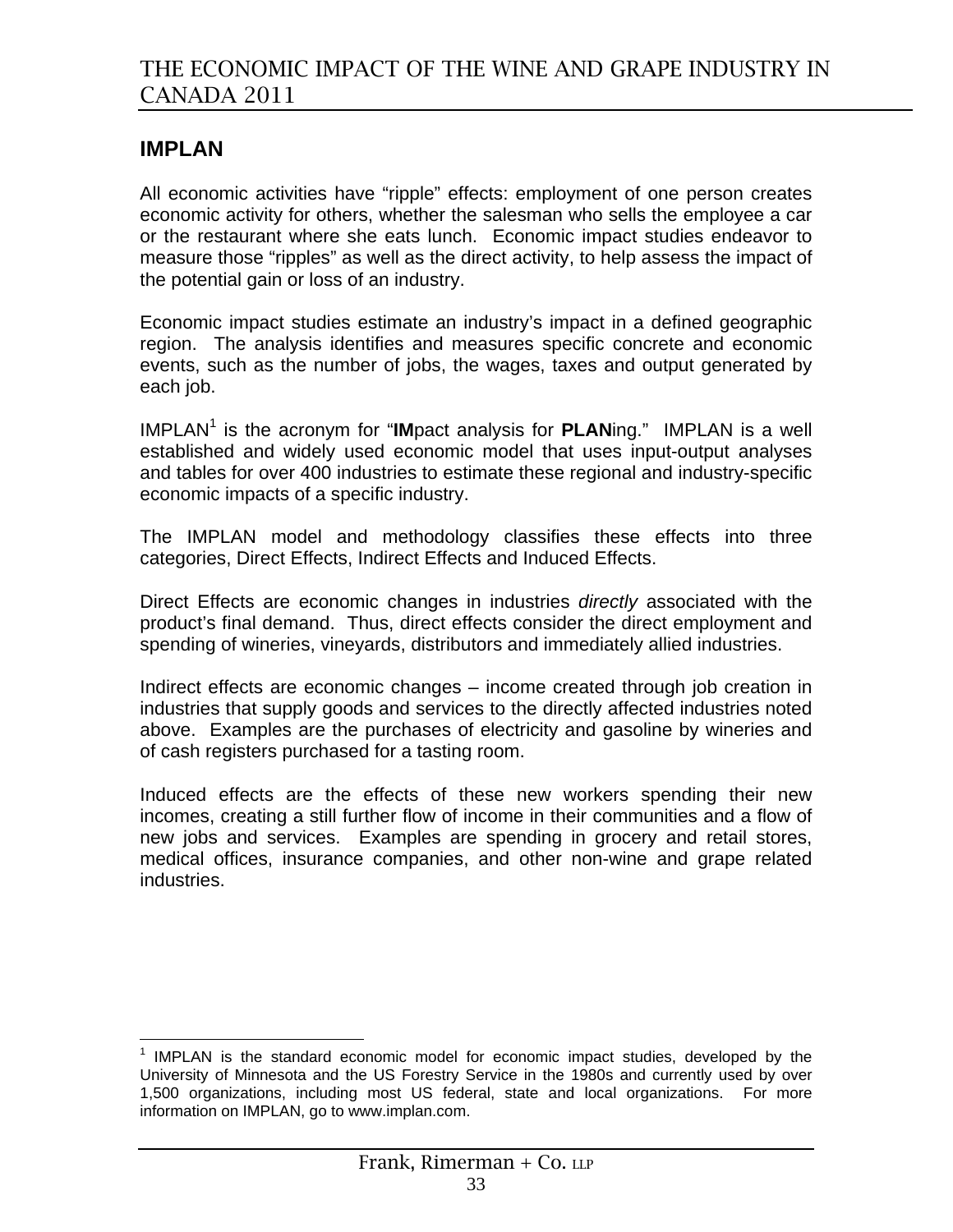## IMPLAN

All economic activities have "ripple" effects: employment of one person creates economic activity for others, whether the salesman who sells the employee a car or the restaurant where she eats lunch. Economic impact studies endeavor to measure those "ripples" as well as the direct activity, to help assess the impact of the potential gain or loss of an industry.

Economic impact studies estimate an industry's impact in a defined geographic region. The analysis identifies and measures specific concrete and economic events, such as the number of jobs, the wages, taxes and output generated by each job.

IMPLAN[1] is the acronym for "**IM**pact analysis for **PLAN**ing." IMPLAN is a well established and widely used economic model that uses input-output analyses and tables for over 400 industries to estimate these regional and industry-specific economic impacts of a specific industry.

The IMPLAN model and methodology classifies these effects into three categories, Direct Effects, Indirect Effects and Induced Effects.

Direct Effects are economic changes in industries *directly* associated with the product's final demand. Thus, direct effects consider the direct employment and spending of wineries, vineyards, distributors and immediately allied industries.

Indirect effects are economic changes – income created through job creation in industries that supply goods and services to the directly affected industries noted above. Examples are the purchases of electricity and gasoline by wineries and of cash registers purchased for a tasting room.

Induced effects are the effects of these new workers spending their new incomes, creating a still further flow of income in their communities and a flow of new jobs and services. Examples are spending in grocery and retail stores, medical offices, insurance companies, and other non-wine and grape related industries.

---

[1] IMPLAN is the standard economic model for economic impact studies, developed by the University of Minnesota and the US Forestry Service in the 1980s and currently used by over 1,500 organizations, including most US federal, state and local organizations. For more information on IMPLAN, go to www.implan.com.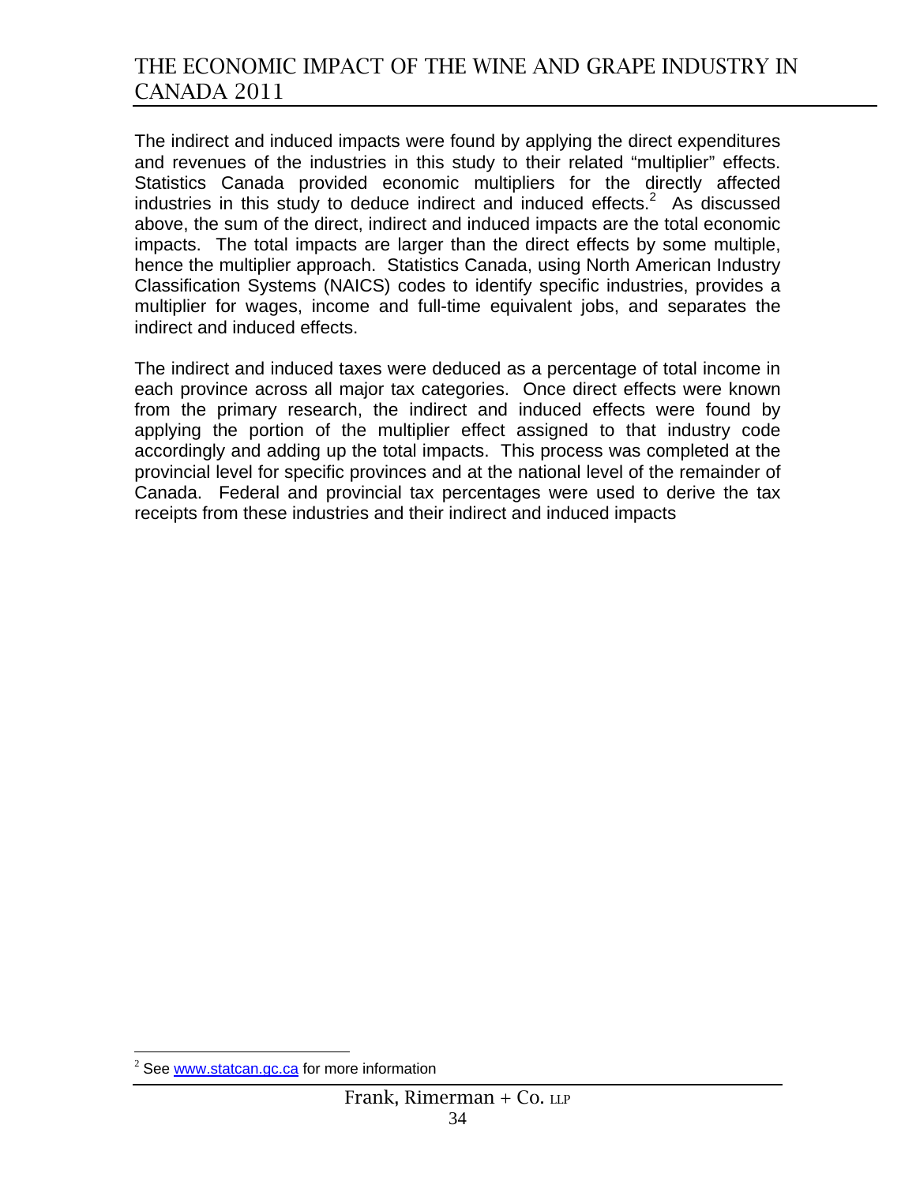The indirect and induced impacts were found by applying the direct expenditures and revenues of the industries in this study to their related “multiplier” effects. Statistics Canada provided economic multipliers for the directly affected industries in this study to deduce indirect and induced effects.[2] As discussed above, the sum of the direct, indirect and induced impacts are the total economic impacts. The total impacts are larger than the direct effects by some multiple, hence the multiplier approach. Statistics Canada, using North American Industry Classification Systems (NAICS) codes to identify specific industries, provides a multiplier for wages, income and full-time equivalent jobs, and separates the indirect and induced effects.

The indirect and induced taxes were deduced as a percentage of total income in each province across all major tax categories. Once direct effects were known from the primary research, the indirect and induced effects were found by applying the portion of the multiplier effect assigned to that industry code accordingly and adding up the total impacts. This process was completed at the provincial level for specific provinces and at the national level of the remainder of Canada. Federal and provincial tax percentages were used to derive the tax receipts from these industries and their indirect and induced impacts

[2] See www.statcan.gc.ca for more information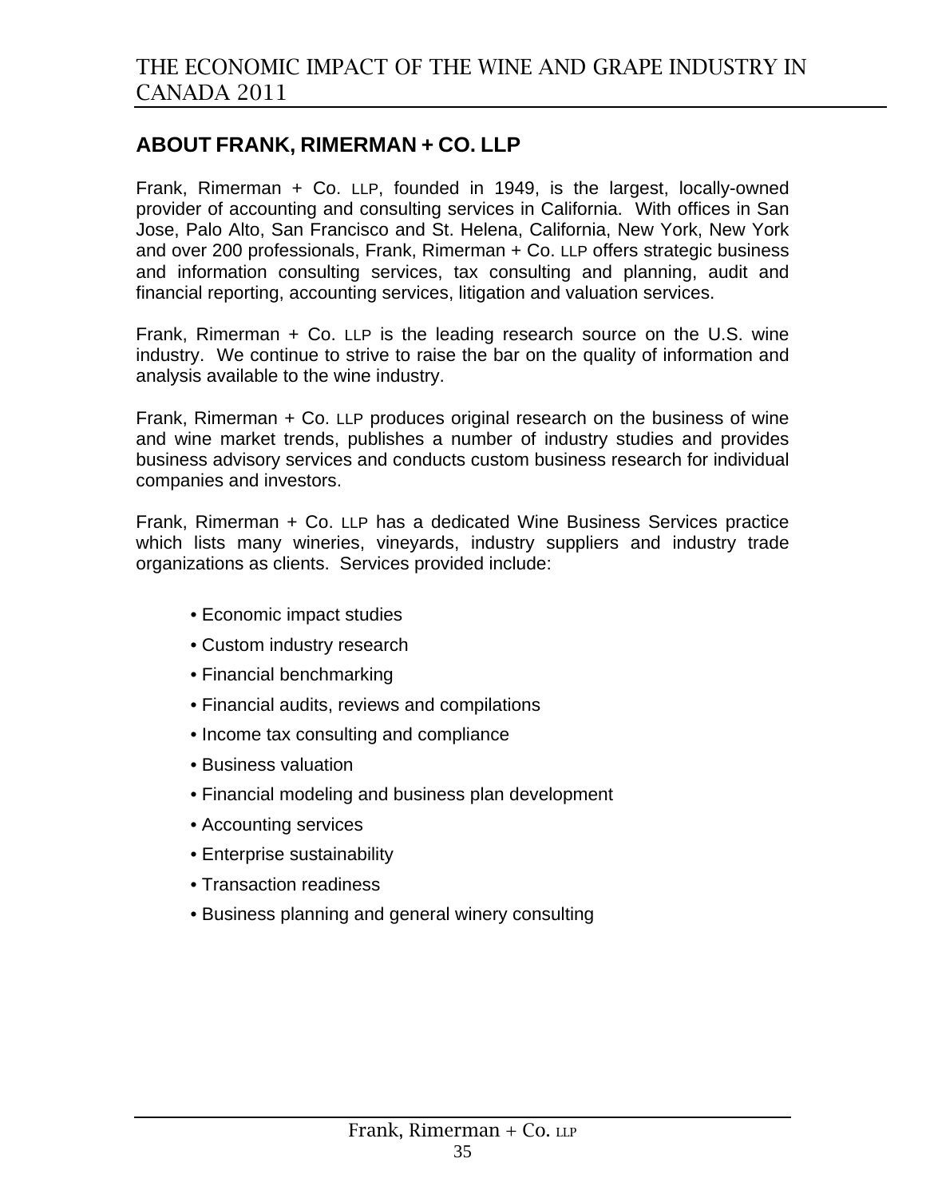## ABOUT FRANK, RIMERMAN + CO. LLP

Frank, Rimerman + Co. LLP, founded in 1949, is the largest, locally-owned provider of accounting and consulting services in California. With offices in San Jose, Palo Alto, San Francisco and St. Helena, California, New York, New York and over 200 professionals, Frank, Rimerman + Co. LLP offers strategic business and information consulting services, tax consulting and planning, audit and financial reporting, accounting services, litigation and valuation services.

Frank, Rimerman + Co. LLP is the leading research source on the U.S. wine industry. We continue to strive to raise the bar on the quality of information and analysis available to the wine industry.

Frank, Rimerman + Co. LLP produces original research on the business of wine and wine market trends, publishes a number of industry studies and provides business advisory services and conducts custom business research for individual companies and investors.

Frank, Rimerman + Co. LLP has a dedicated Wine Business Services practice which lists many wineries, vineyards, industry suppliers and industry trade organizations as clients. Services provided include:

- Economic impact studies
- Custom industry research
- Financial benchmarking
- Financial audits, reviews and compilations
- Income tax consulting and compliance
- Business valuation
- Financial modeling and business plan development
- Accounting services
- Enterprise sustainability
- Transaction readiness
- Business planning and general winery consulting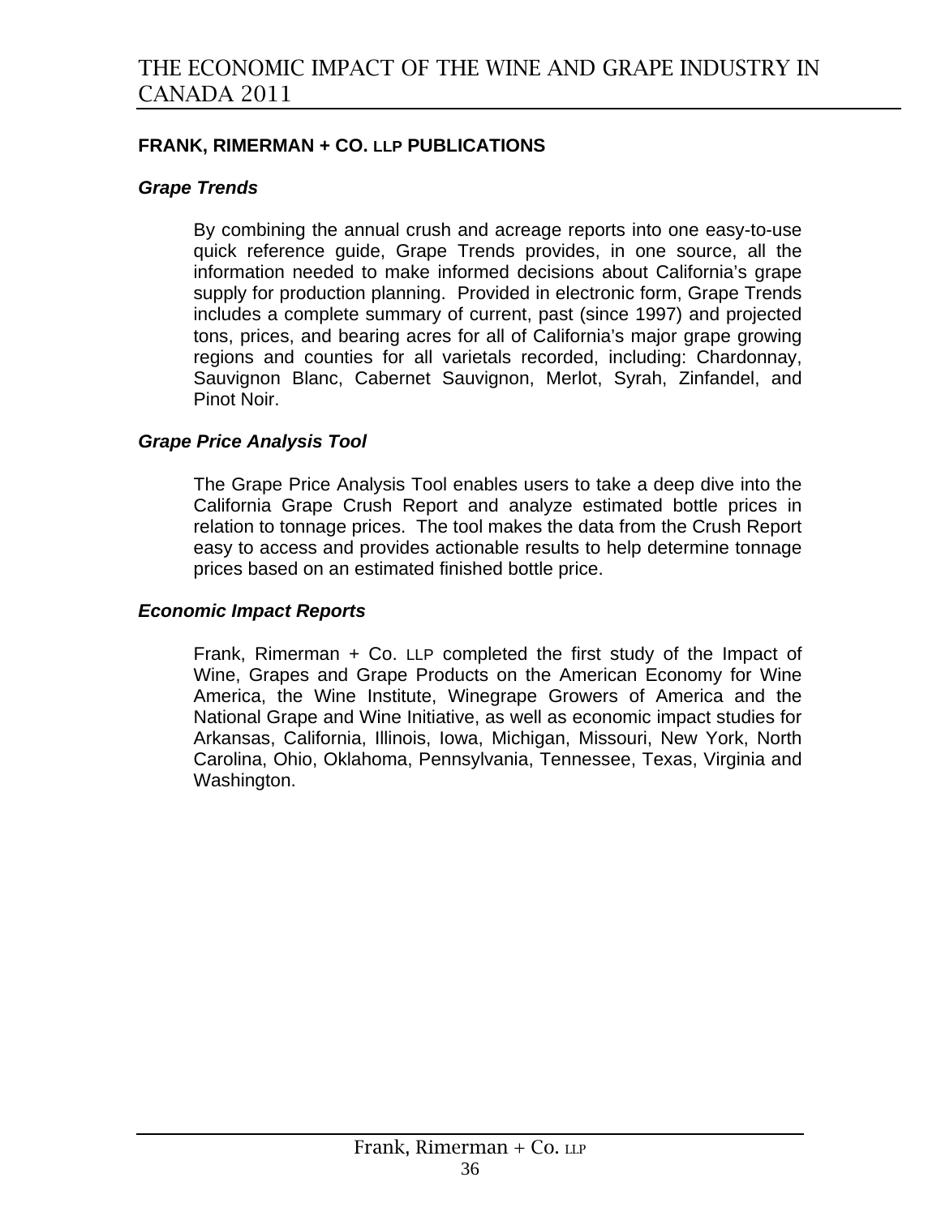## FRANK, RIMERMAN + CO. LLP PUBLICATIONS

### *Grape Trends*

By combining the annual crush and acreage reports into one easy-to-use quick reference guide, Grape Trends provides, in one source, all the information needed to make informed decisions about California's grape supply for production planning. Provided in electronic form, Grape Trends includes a complete summary of current, past (since 1997) and projected tons, prices, and bearing acres for all of California's major grape growing regions and counties for all varietals recorded, including: Chardonnay, Sauvignon Blanc, Cabernet Sauvignon, Merlot, Syrah, Zinfandel, and Pinot Noir.

### *Grape Price Analysis Tool*

The Grape Price Analysis Tool enables users to take a deep dive into the California Grape Crush Report and analyze estimated bottle prices in relation to tonnage prices. The tool makes the data from the Crush Report easy to access and provides actionable results to help determine tonnage prices based on an estimated finished bottle price.

### *Economic Impact Reports*

Frank, Rimerman + Co. LLP completed the first study of the Impact of Wine, Grapes and Grape Products on the American Economy for Wine America, the Wine Institute, Winegrape Growers of America and the National Grape and Wine Initiative, as well as economic impact studies for Arkansas, California, Illinois, Iowa, Michigan, Missouri, New York, North Carolina, Ohio, Oklahoma, Pennsylvania, Tennessee, Texas, Virginia and Washington.